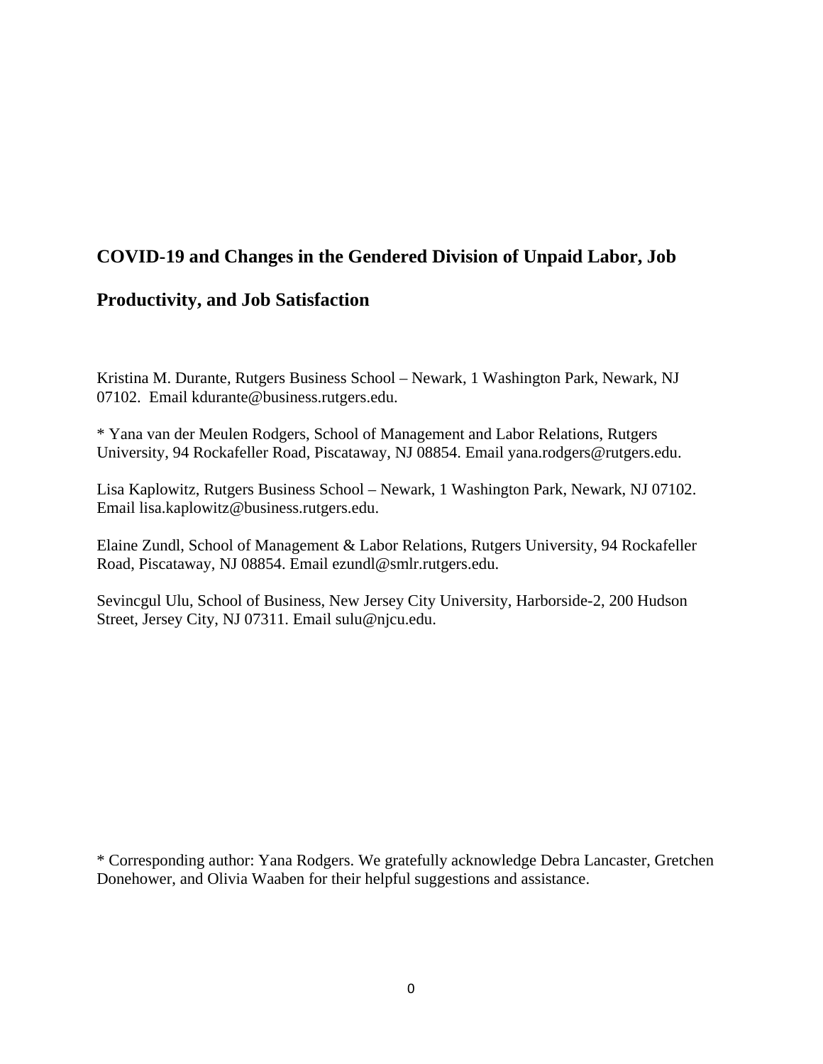# COVID-19 and Changes in the Gendered Division of Unpaid Labor, Job Productivity, and Job Satisfaction

Kristina M. Durante, Rutgers Business School – Newark, 1 Washington Park, Newark, NJ 07102. Email kdurante@business.rutgers.edu.

* Yana van der Meulen Rodgers, School of Management and Labor Relations, Rutgers University, 94 Rockafeller Road, Piscataway, NJ 08854. Email yana.rodgers@rutgers.edu.

Lisa Kaplowitz, Rutgers Business School – Newark, 1 Washington Park, Newark, NJ 07102. Email lisa.kaplowitz@business.rutgers.edu.

Elaine Zundl, School of Management & Labor Relations, Rutgers University, 94 Rockafeller Road, Piscataway, NJ 08854. Email ezundl@smlr.rutgers.edu.

Sevincgul Ulu, School of Business, New Jersey City University, Harborside-2, 200 Hudson Street, Jersey City, NJ 07311. Email sulu@njcu.edu.

* Corresponding author: Yana Rodgers. We gratefully acknowledge Debra Lancaster, Gretchen Donehower, and Olivia Waaben for their helpful suggestions and assistance.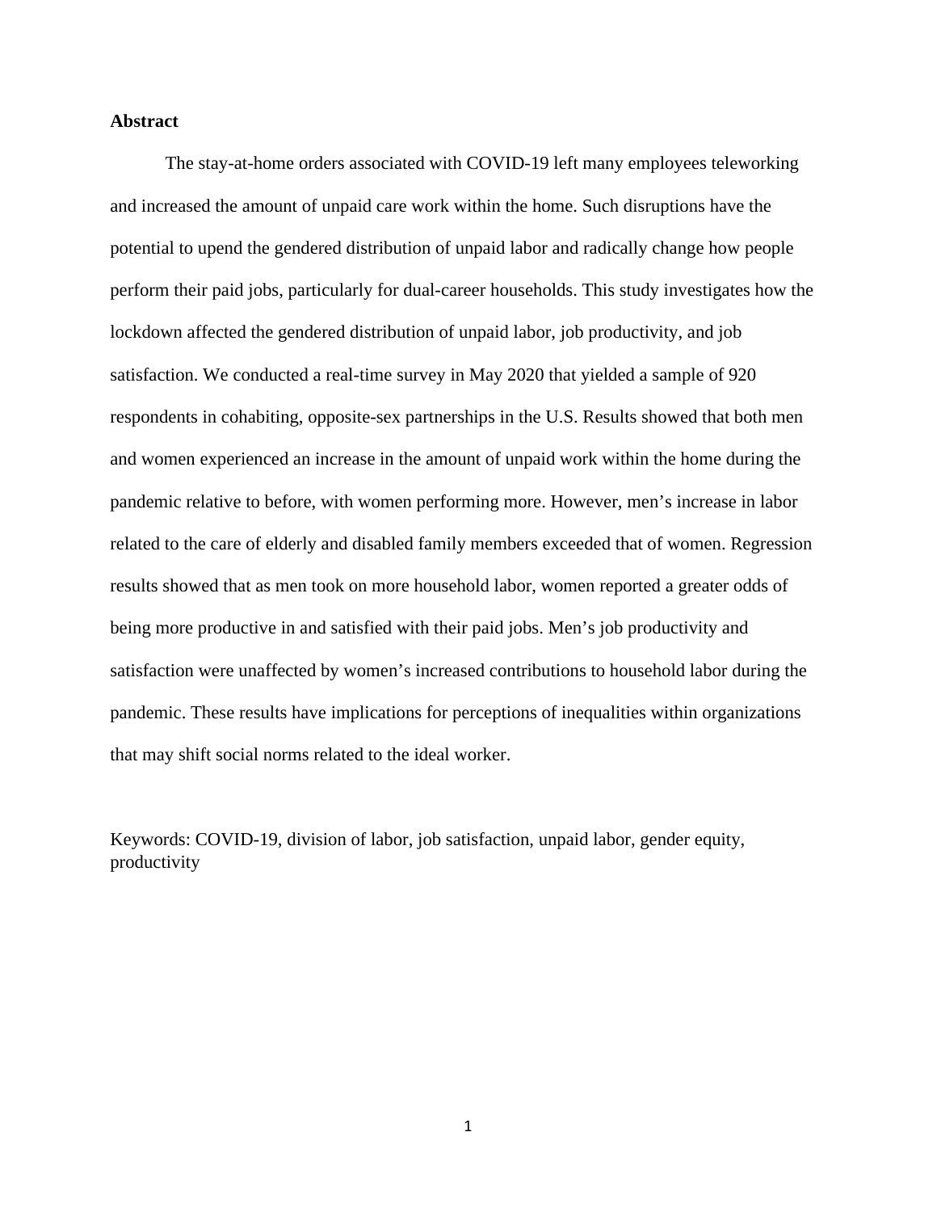## Abstract

The stay-at-home orders associated with COVID-19 left many employees teleworking and increased the amount of unpaid care work within the home. Such disruptions have the potential to upend the gendered distribution of unpaid labor and radically change how people perform their paid jobs, particularly for dual-career households. This study investigates how the lockdown affected the gendered distribution of unpaid labor, job productivity, and job satisfaction. We conducted a real-time survey in May 2020 that yielded a sample of 920 respondents in cohabiting, opposite-sex partnerships in the U.S. Results showed that both men and women experienced an increase in the amount of unpaid work within the home during the pandemic relative to before, with women performing more. However, men's increase in labor related to the care of elderly and disabled family members exceeded that of women. Regression results showed that as men took on more household labor, women reported a greater odds of being more productive in and satisfied with their paid jobs. Men's job productivity and satisfaction were unaffected by women's increased contributions to household labor during the pandemic. These results have implications for perceptions of inequalities within organizations that may shift social norms related to the ideal worker.

Keywords: COVID-19, division of labor, job satisfaction, unpaid labor, gender equity, productivity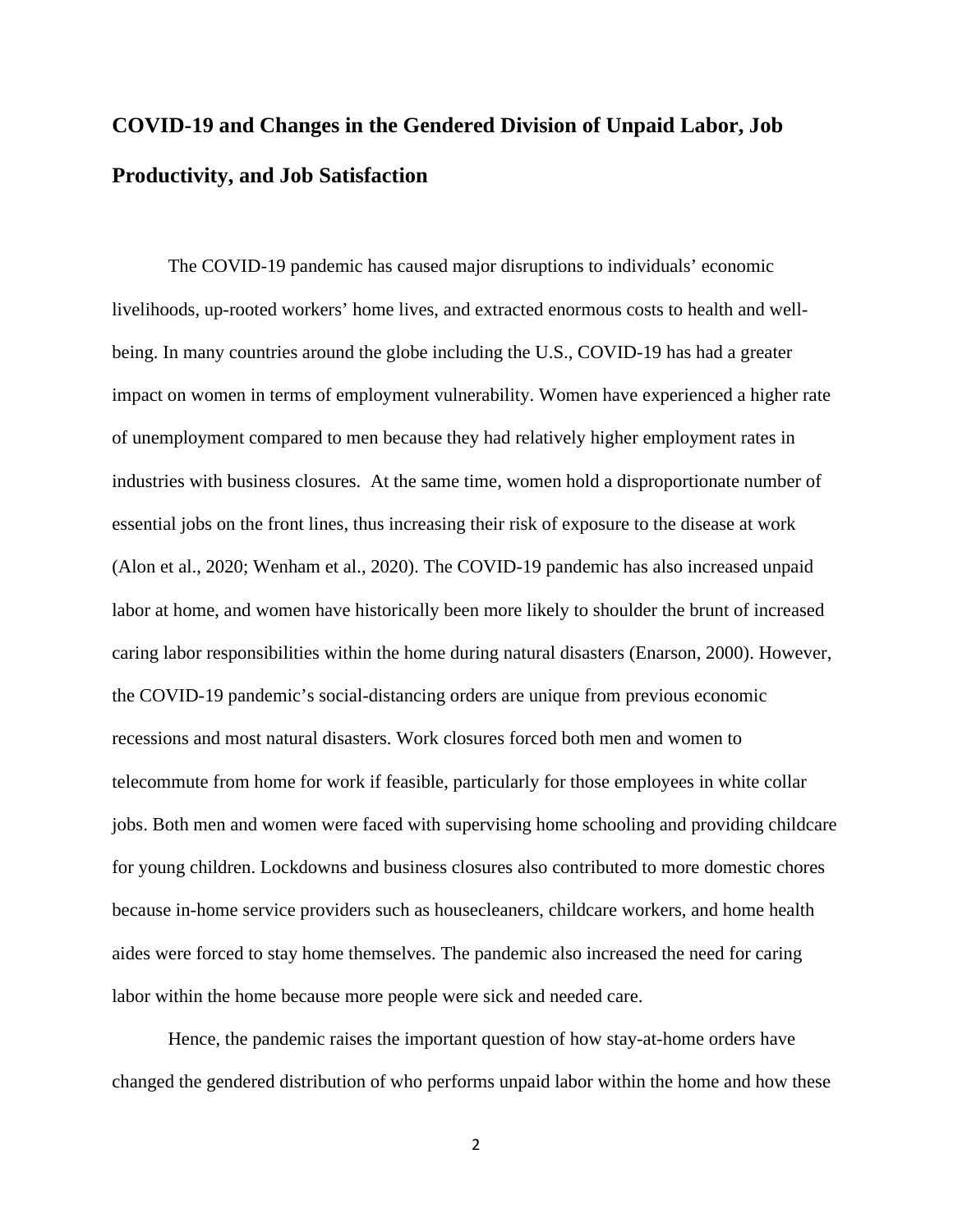# COVID-19 and Changes in the Gendered Division of Unpaid Labor, Job Productivity, and Job Satisfaction

The COVID-19 pandemic has caused major disruptions to individuals' economic livelihoods, up-rooted workers' home lives, and extracted enormous costs to health and well-being. In many countries around the globe including the U.S., COVID-19 has had a greater impact on women in terms of employment vulnerability. Women have experienced a higher rate of unemployment compared to men because they had relatively higher employment rates in industries with business closures. At the same time, women hold a disproportionate number of essential jobs on the front lines, thus increasing their risk of exposure to the disease at work (Alon et al., 2020; Wenham et al., 2020). The COVID-19 pandemic has also increased unpaid labor at home, and women have historically been more likely to shoulder the brunt of increased caring labor responsibilities within the home during natural disasters (Enarson, 2000). However, the COVID-19 pandemic's social-distancing orders are unique from previous economic recessions and most natural disasters. Work closures forced both men and women to telecommute from home for work if feasible, particularly for those employees in white collar jobs. Both men and women were faced with supervising home schooling and providing childcare for young children. Lockdowns and business closures also contributed to more domestic chores because in-home service providers such as housecleaners, childcare workers, and home health aides were forced to stay home themselves. The pandemic also increased the need for caring labor within the home because more people were sick and needed care.

Hence, the pandemic raises the important question of how stay-at-home orders have changed the gendered distribution of who performs unpaid labor within the home and how these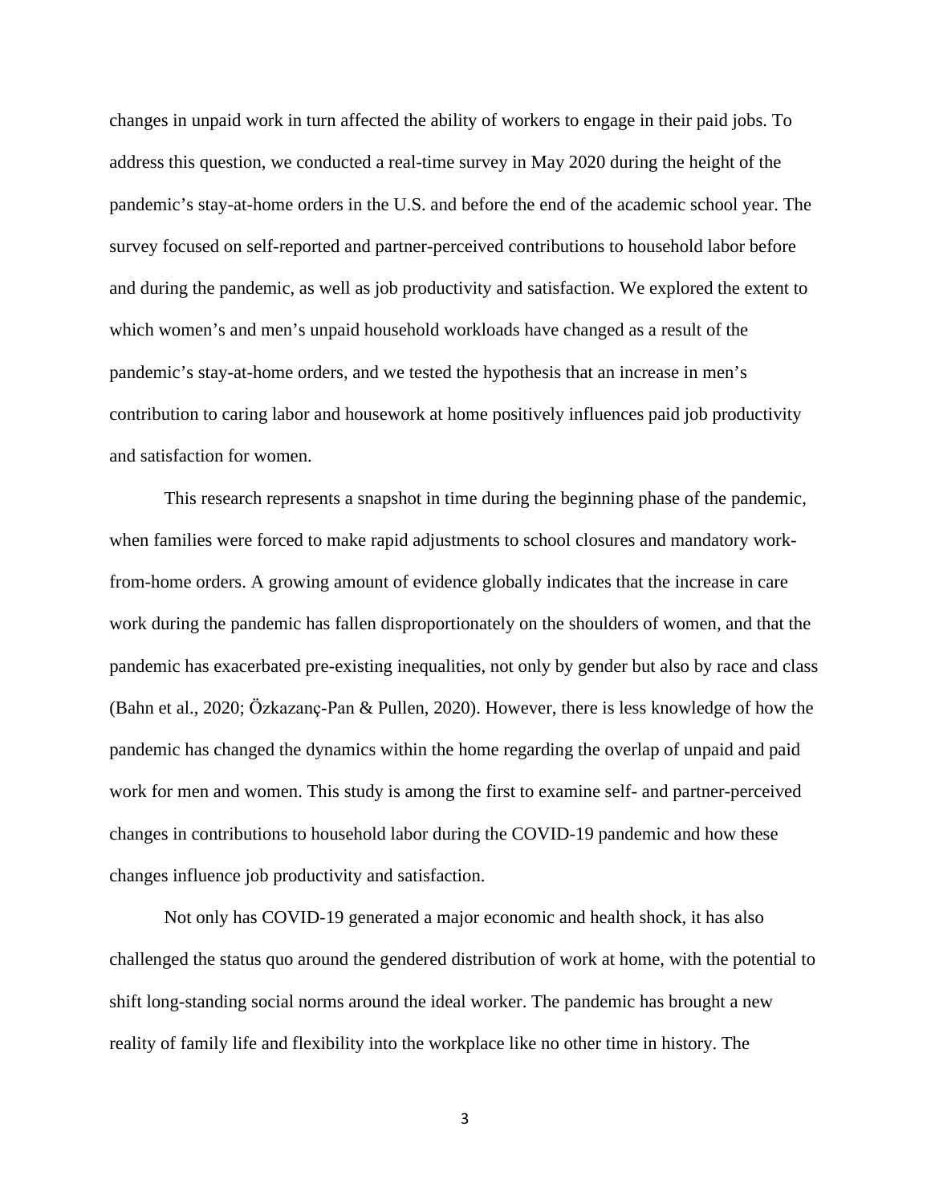changes in unpaid work in turn affected the ability of workers to engage in their paid jobs. To address this question, we conducted a real-time survey in May 2020 during the height of the pandemic's stay-at-home orders in the U.S. and before the end of the academic school year. The survey focused on self-reported and partner-perceived contributions to household labor before and during the pandemic, as well as job productivity and satisfaction. We explored the extent to which women's and men's unpaid household workloads have changed as a result of the pandemic's stay-at-home orders, and we tested the hypothesis that an increase in men's contribution to caring labor and housework at home positively influences paid job productivity and satisfaction for women.

This research represents a snapshot in time during the beginning phase of the pandemic, when families were forced to make rapid adjustments to school closures and mandatory work-from-home orders. A growing amount of evidence globally indicates that the increase in care work during the pandemic has fallen disproportionately on the shoulders of women, and that the pandemic has exacerbated pre-existing inequalities, not only by gender but also by race and class (Bahn et al., 2020; Özkazanç-Pan & Pullen, 2020). However, there is less knowledge of how the pandemic has changed the dynamics within the home regarding the overlap of unpaid and paid work for men and women. This study is among the first to examine self- and partner-perceived changes in contributions to household labor during the COVID-19 pandemic and how these changes influence job productivity and satisfaction.

Not only has COVID-19 generated a major economic and health shock, it has also challenged the status quo around the gendered distribution of work at home, with the potential to shift long-standing social norms around the ideal worker. The pandemic has brought a new reality of family life and flexibility into the workplace like no other time in history. The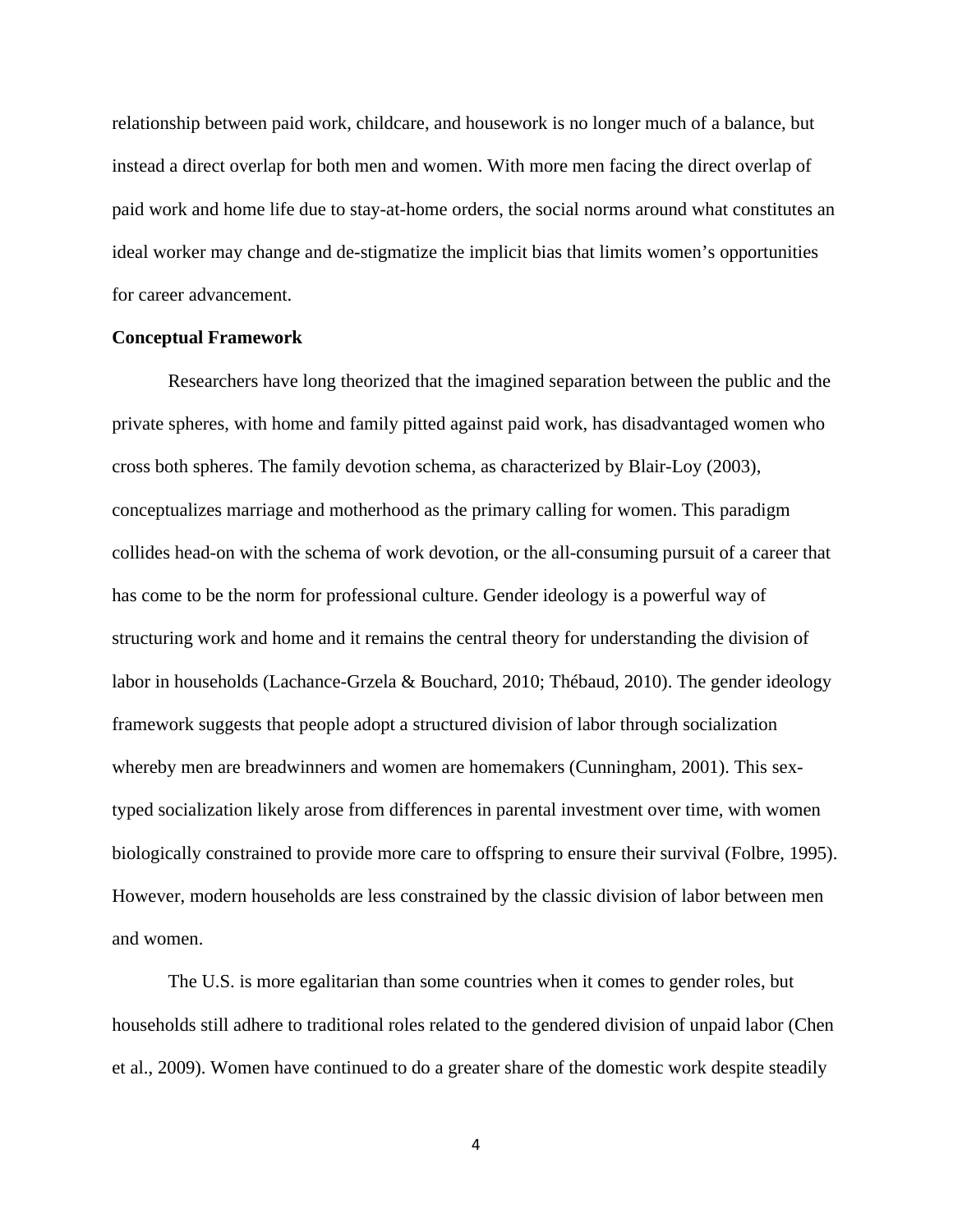relationship between paid work, childcare, and housework is no longer much of a balance, but instead a direct overlap for both men and women. With more men facing the direct overlap of paid work and home life due to stay-at-home orders, the social norms around what constitutes an ideal worker may change and de-stigmatize the implicit bias that limits women's opportunities for career advancement.

**Conceptual Framework**

Researchers have long theorized that the imagined separation between the public and the private spheres, with home and family pitted against paid work, has disadvantaged women who cross both spheres. The family devotion schema, as characterized by Blair-Loy (2003), conceptualizes marriage and motherhood as the primary calling for women. This paradigm collides head-on with the schema of work devotion, or the all-consuming pursuit of a career that has come to be the norm for professional culture. Gender ideology is a powerful way of structuring work and home and it remains the central theory for understanding the division of labor in households (Lachance-Grzela & Bouchard, 2010; Thébaud, 2010). The gender ideology framework suggests that people adopt a structured division of labor through socialization whereby men are breadwinners and women are homemakers (Cunningham, 2001). This sex-typed socialization likely arose from differences in parental investment over time, with women biologically constrained to provide more care to offspring to ensure their survival (Folbre, 1995). However, modern households are less constrained by the classic division of labor between men and women.

The U.S. is more egalitarian than some countries when it comes to gender roles, but households still adhere to traditional roles related to the gendered division of unpaid labor (Chen et al., 2009). Women have continued to do a greater share of the domestic work despite steadily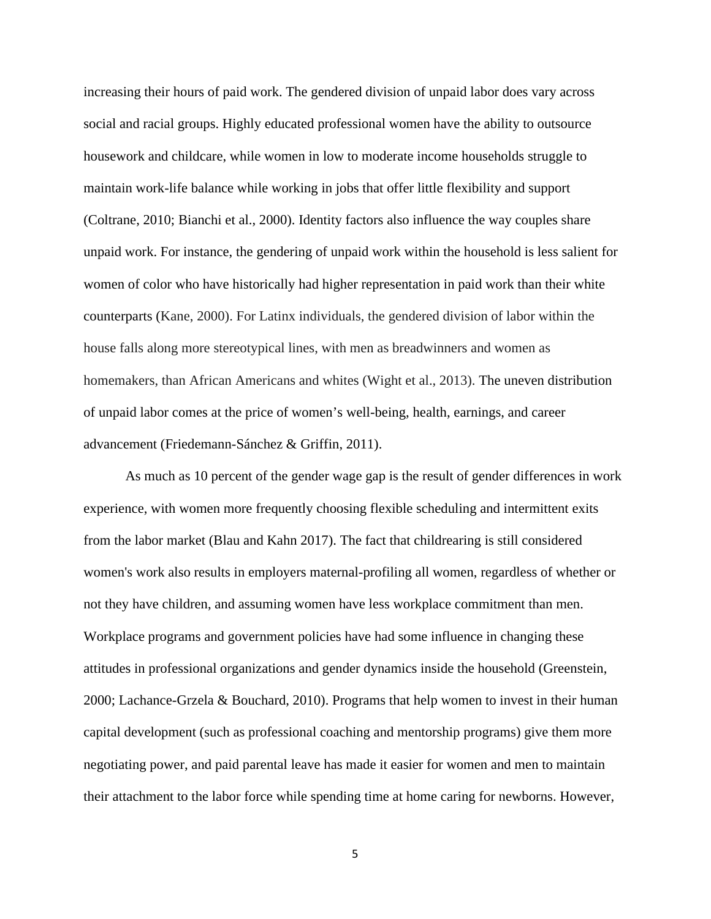increasing their hours of paid work. The gendered division of unpaid labor does vary across social and racial groups. Highly educated professional women have the ability to outsource housework and childcare, while women in low to moderate income households struggle to maintain work-life balance while working in jobs that offer little flexibility and support (Coltrane, 2010; Bianchi et al., 2000). Identity factors also influence the way couples share unpaid work. For instance, the gendering of unpaid work within the household is less salient for women of color who have historically had higher representation in paid work than their white counterparts (Kane, 2000). For Latinx individuals, the gendered division of labor within the house falls along more stereotypical lines, with men as breadwinners and women as homemakers, than African Americans and whites (Wight et al., 2013). The uneven distribution of unpaid labor comes at the price of women's well-being, health, earnings, and career advancement (Friedemann-Sánchez & Griffin, 2011).

As much as 10 percent of the gender wage gap is the result of gender differences in work experience, with women more frequently choosing flexible scheduling and intermittent exits from the labor market (Blau and Kahn 2017). The fact that childrearing is still considered women's work also results in employers maternal-profiling all women, regardless of whether or not they have children, and assuming women have less workplace commitment than men. Workplace programs and government policies have had some influence in changing these attitudes in professional organizations and gender dynamics inside the household (Greenstein, 2000; Lachance-Grzela & Bouchard, 2010). Programs that help women to invest in their human capital development (such as professional coaching and mentorship programs) give them more negotiating power, and paid parental leave has made it easier for women and men to maintain their attachment to the labor force while spending time at home caring for newborns. However,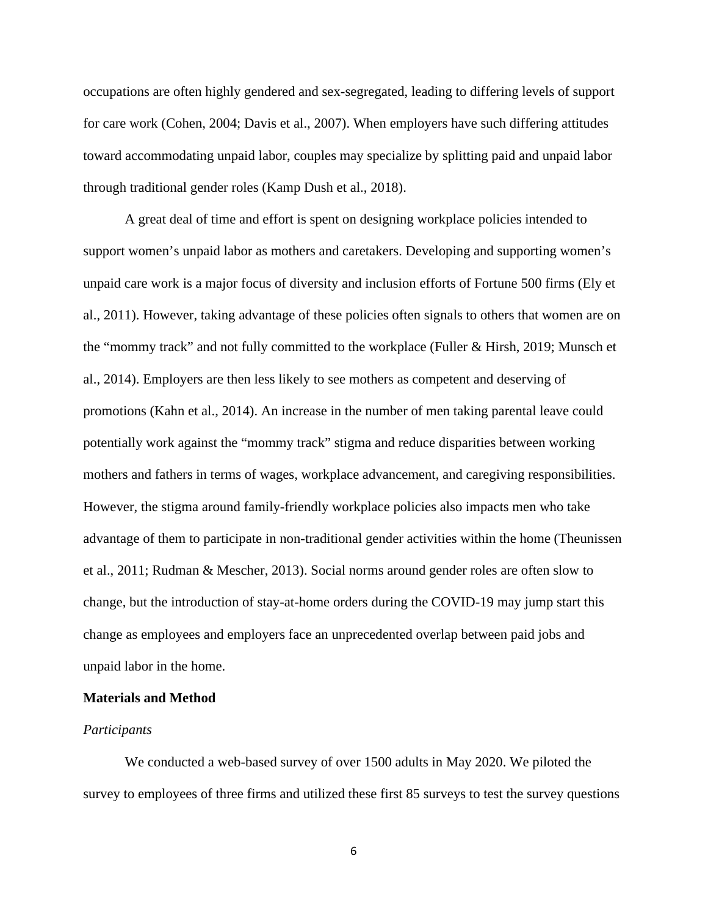occupations are often highly gendered and sex-segregated, leading to differing levels of support for care work (Cohen, 2004; Davis et al., 2007). When employers have such differing attitudes toward accommodating unpaid labor, couples may specialize by splitting paid and unpaid labor through traditional gender roles (Kamp Dush et al., 2018).

A great deal of time and effort is spent on designing workplace policies intended to support women's unpaid labor as mothers and caretakers. Developing and supporting women's unpaid care work is a major focus of diversity and inclusion efforts of Fortune 500 firms (Ely et al., 2011). However, taking advantage of these policies often signals to others that women are on the "mommy track" and not fully committed to the workplace (Fuller & Hirsh, 2019; Munsch et al., 2014). Employers are then less likely to see mothers as competent and deserving of promotions (Kahn et al., 2014). An increase in the number of men taking parental leave could potentially work against the "mommy track" stigma and reduce disparities between working mothers and fathers in terms of wages, workplace advancement, and caregiving responsibilities. However, the stigma around family-friendly workplace policies also impacts men who take advantage of them to participate in non-traditional gender activities within the home (Theunissen et al., 2011; Rudman & Mescher, 2013). Social norms around gender roles are often slow to change, but the introduction of stay-at-home orders during the COVID-19 may jump start this change as employees and employers face an unprecedented overlap between paid jobs and unpaid labor in the home.

## Materials and Method

### *Participants*

We conducted a web-based survey of over 1500 adults in May 2020. We piloted the survey to employees of three firms and utilized these first 85 surveys to test the survey questions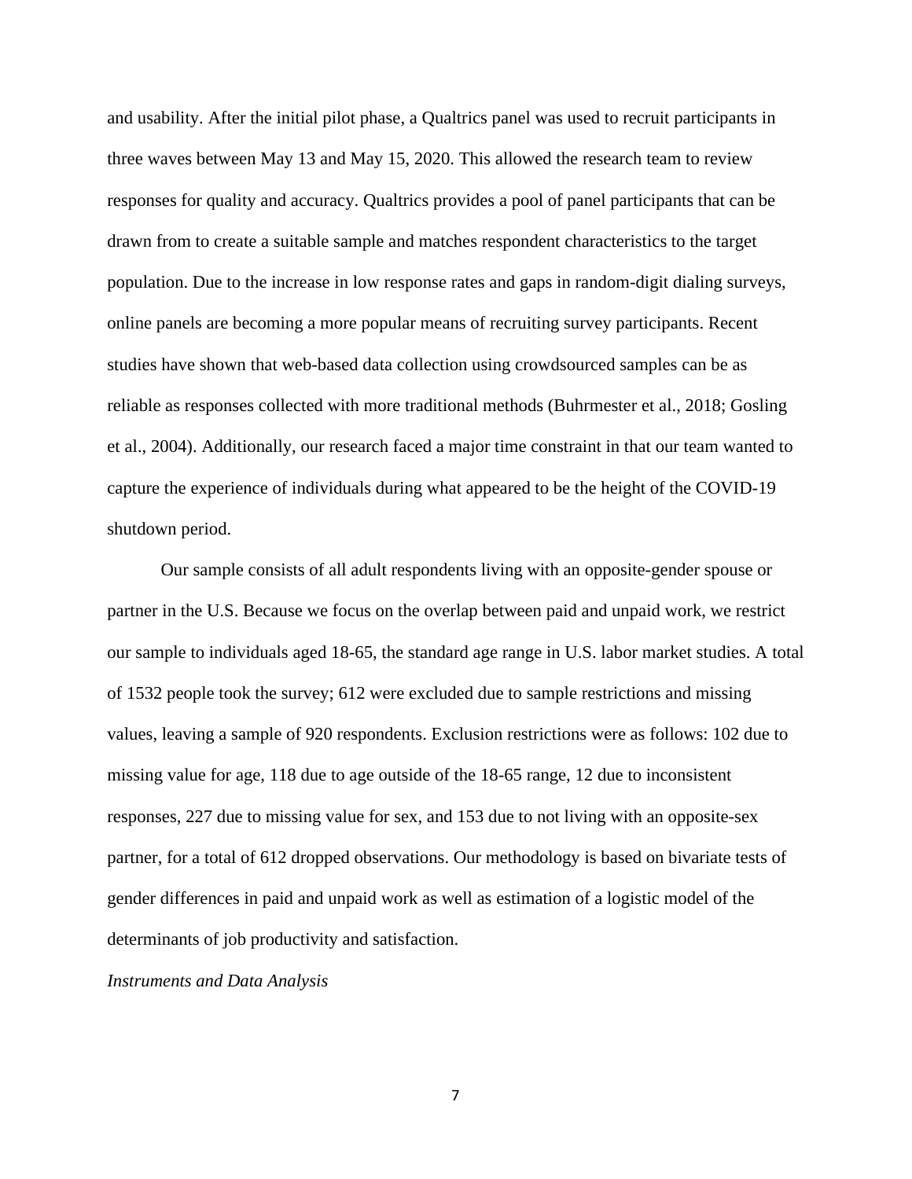and usability. After the initial pilot phase, a Qualtrics panel was used to recruit participants in three waves between May 13 and May 15, 2020. This allowed the research team to review responses for quality and accuracy. Qualtrics provides a pool of panel participants that can be drawn from to create a suitable sample and matches respondent characteristics to the target population. Due to the increase in low response rates and gaps in random-digit dialing surveys, online panels are becoming a more popular means of recruiting survey participants. Recent studies have shown that web-based data collection using crowdsourced samples can be as reliable as responses collected with more traditional methods (Buhrmester et al., 2018; Gosling et al., 2004). Additionally, our research faced a major time constraint in that our team wanted to capture the experience of individuals during what appeared to be the height of the COVID-19 shutdown period.

Our sample consists of all adult respondents living with an opposite-gender spouse or partner in the U.S. Because we focus on the overlap between paid and unpaid work, we restrict our sample to individuals aged 18-65, the standard age range in U.S. labor market studies. A total of 1532 people took the survey; 612 were excluded due to sample restrictions and missing values, leaving a sample of 920 respondents. Exclusion restrictions were as follows: 102 due to missing value for age, 118 due to age outside of the 18-65 range, 12 due to inconsistent responses, 227 due to missing value for sex, and 153 due to not living with an opposite-sex partner, for a total of 612 dropped observations. Our methodology is based on bivariate tests of gender differences in paid and unpaid work as well as estimation of a logistic model of the determinants of job productivity and satisfaction.

*Instruments and Data Analysis*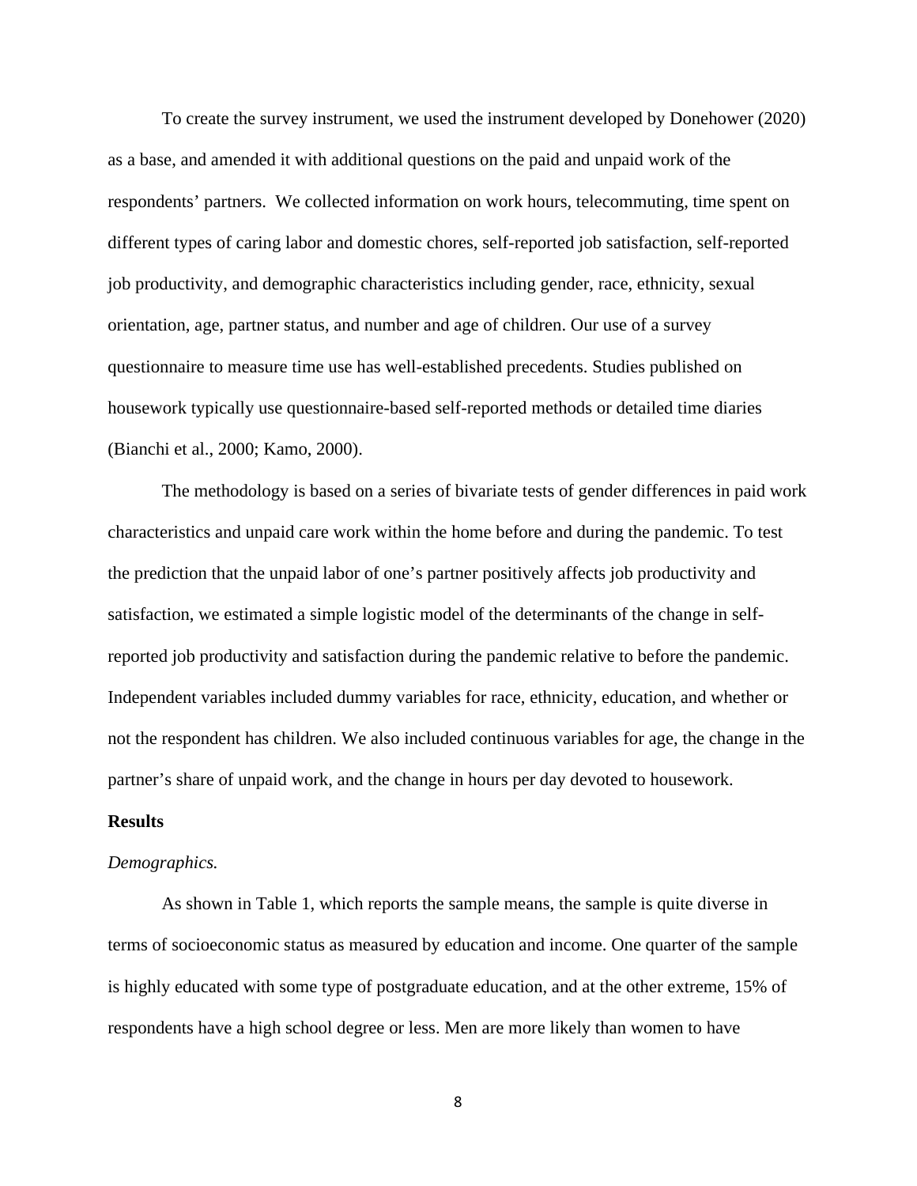To create the survey instrument, we used the instrument developed by Donehower (2020) as a base, and amended it with additional questions on the paid and unpaid work of the respondents' partners. We collected information on work hours, telecommuting, time spent on different types of caring labor and domestic chores, self-reported job satisfaction, self-reported job productivity, and demographic characteristics including gender, race, ethnicity, sexual orientation, age, partner status, and number and age of children. Our use of a survey questionnaire to measure time use has well-established precedents. Studies published on housework typically use questionnaire-based self-reported methods or detailed time diaries (Bianchi et al., 2000; Kamo, 2000).

The methodology is based on a series of bivariate tests of gender differences in paid work characteristics and unpaid care work within the home before and during the pandemic. To test the prediction that the unpaid labor of one's partner positively affects job productivity and satisfaction, we estimated a simple logistic model of the determinants of the change in self-reported job productivity and satisfaction during the pandemic relative to before the pandemic. Independent variables included dummy variables for race, ethnicity, education, and whether or not the respondent has children. We also included continuous variables for age, the change in the partner's share of unpaid work, and the change in hours per day devoted to housework.

**Results**

*Demographics.*

As shown in Table 1, which reports the sample means, the sample is quite diverse in terms of socioeconomic status as measured by education and income. One quarter of the sample is highly educated with some type of postgraduate education, and at the other extreme, 15% of respondents have a high school degree or less. Men are more likely than women to have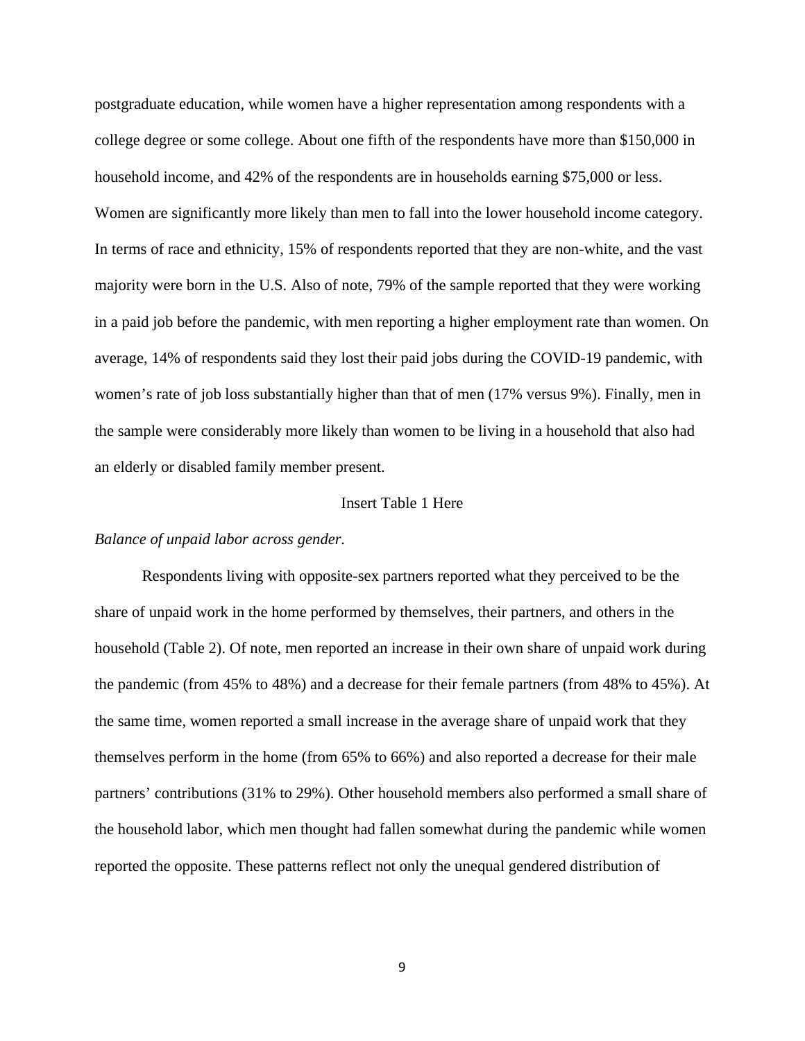postgraduate education, while women have a higher representation among respondents with a college degree or some college. About one fifth of the respondents have more than $150,000 in household income, and 42% of the respondents are in households earning $75,000 or less. Women are significantly more likely than men to fall into the lower household income category. In terms of race and ethnicity, 15% of respondents reported that they are non-white, and the vast majority were born in the U.S. Also of note, 79% of the sample reported that they were working in a paid job before the pandemic, with men reporting a higher employment rate than women. On average, 14% of respondents said they lost their paid jobs during the COVID-19 pandemic, with women's rate of job loss substantially higher than that of men (17% versus 9%). Finally, men in the sample were considerably more likely than women to be living in a household that also had an elderly or disabled family member present.

Insert Table 1 Here

*Balance of unpaid labor across gender.*

Respondents living with opposite-sex partners reported what they perceived to be the share of unpaid work in the home performed by themselves, their partners, and others in the household (Table 2). Of note, men reported an increase in their own share of unpaid work during the pandemic (from 45% to 48%) and a decrease for their female partners (from 48% to 45%). At the same time, women reported a small increase in the average share of unpaid work that they themselves perform in the home (from 65% to 66%) and also reported a decrease for their male partners' contributions (31% to 29%). Other household members also performed a small share of the household labor, which men thought had fallen somewhat during the pandemic while women reported the opposite. These patterns reflect not only the unequal gendered distribution of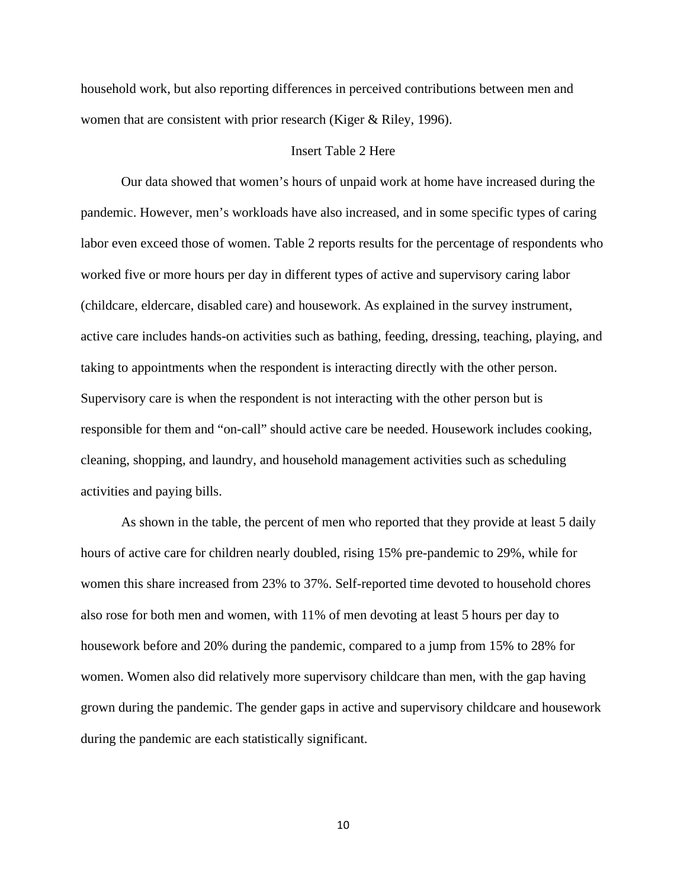household work, but also reporting differences in perceived contributions between men and women that are consistent with prior research (Kiger & Riley, 1996).

Insert Table 2 Here

Our data showed that women's hours of unpaid work at home have increased during the pandemic. However, men's workloads have also increased, and in some specific types of caring labor even exceed those of women. Table 2 reports results for the percentage of respondents who worked five or more hours per day in different types of active and supervisory caring labor (childcare, eldercare, disabled care) and housework. As explained in the survey instrument, active care includes hands-on activities such as bathing, feeding, dressing, teaching, playing, and taking to appointments when the respondent is interacting directly with the other person. Supervisory care is when the respondent is not interacting with the other person but is responsible for them and "on-call" should active care be needed. Housework includes cooking, cleaning, shopping, and laundry, and household management activities such as scheduling activities and paying bills.

As shown in the table, the percent of men who reported that they provide at least 5 daily hours of active care for children nearly doubled, rising 15% pre-pandemic to 29%, while for women this share increased from 23% to 37%. Self-reported time devoted to household chores also rose for both men and women, with 11% of men devoting at least 5 hours per day to housework before and 20% during the pandemic, compared to a jump from 15% to 28% for women. Women also did relatively more supervisory childcare than men, with the gap having grown during the pandemic. The gender gaps in active and supervisory childcare and housework during the pandemic are each statistically significant.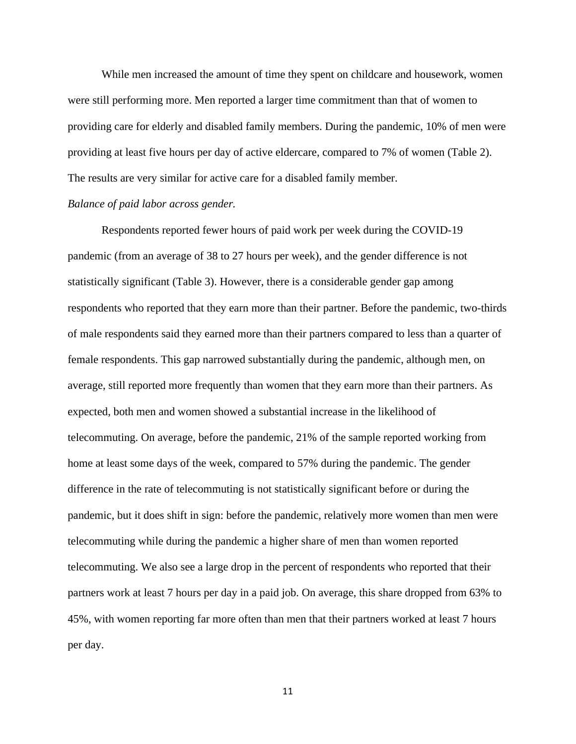While men increased the amount of time they spent on childcare and housework, women were still performing more. Men reported a larger time commitment than that of women to providing care for elderly and disabled family members. During the pandemic, 10% of men were providing at least five hours per day of active eldercare, compared to 7% of women (Table 2). The results are very similar for active care for a disabled family member.

*Balance of paid labor across gender.*

Respondents reported fewer hours of paid work per week during the COVID-19 pandemic (from an average of 38 to 27 hours per week), and the gender difference is not statistically significant (Table 3). However, there is a considerable gender gap among respondents who reported that they earn more than their partner. Before the pandemic, two-thirds of male respondents said they earned more than their partners compared to less than a quarter of female respondents. This gap narrowed substantially during the pandemic, although men, on average, still reported more frequently than women that they earn more than their partners. As expected, both men and women showed a substantial increase in the likelihood of telecommuting. On average, before the pandemic, 21% of the sample reported working from home at least some days of the week, compared to 57% during the pandemic. The gender difference in the rate of telecommuting is not statistically significant before or during the pandemic, but it does shift in sign: before the pandemic, relatively more women than men were telecommuting while during the pandemic a higher share of men than women reported telecommuting. We also see a large drop in the percent of respondents who reported that their partners work at least 7 hours per day in a paid job. On average, this share dropped from 63% to 45%, with women reporting far more often than men that their partners worked at least 7 hours per day.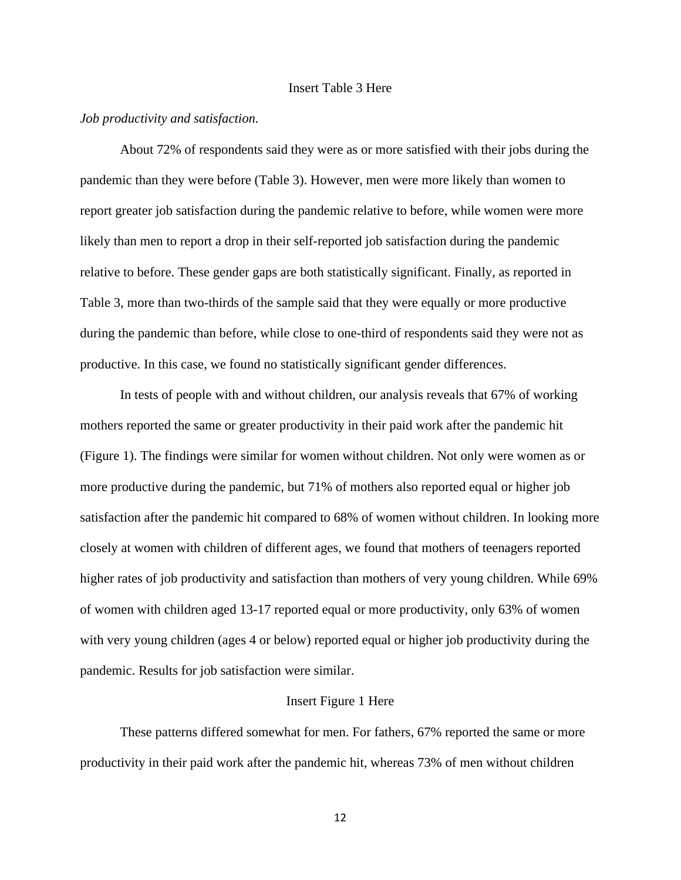Insert Table 3 Here

*Job productivity and satisfaction.*

About 72% of respondents said they were as or more satisfied with their jobs during the pandemic than they were before (Table 3). However, men were more likely than women to report greater job satisfaction during the pandemic relative to before, while women were more likely than men to report a drop in their self-reported job satisfaction during the pandemic relative to before. These gender gaps are both statistically significant. Finally, as reported in Table 3, more than two-thirds of the sample said that they were equally or more productive during the pandemic than before, while close to one-third of respondents said they were not as productive. In this case, we found no statistically significant gender differences.

In tests of people with and without children, our analysis reveals that 67% of working mothers reported the same or greater productivity in their paid work after the pandemic hit (Figure 1). The findings were similar for women without children. Not only were women as or more productive during the pandemic, but 71% of mothers also reported equal or higher job satisfaction after the pandemic hit compared to 68% of women without children. In looking more closely at women with children of different ages, we found that mothers of teenagers reported higher rates of job productivity and satisfaction than mothers of very young children. While 69% of women with children aged 13-17 reported equal or more productivity, only 63% of women with very young children (ages 4 or below) reported equal or higher job productivity during the pandemic. Results for job satisfaction were similar.

Insert Figure 1 Here

These patterns differed somewhat for men. For fathers, 67% reported the same or more productivity in their paid work after the pandemic hit, whereas 73% of men without children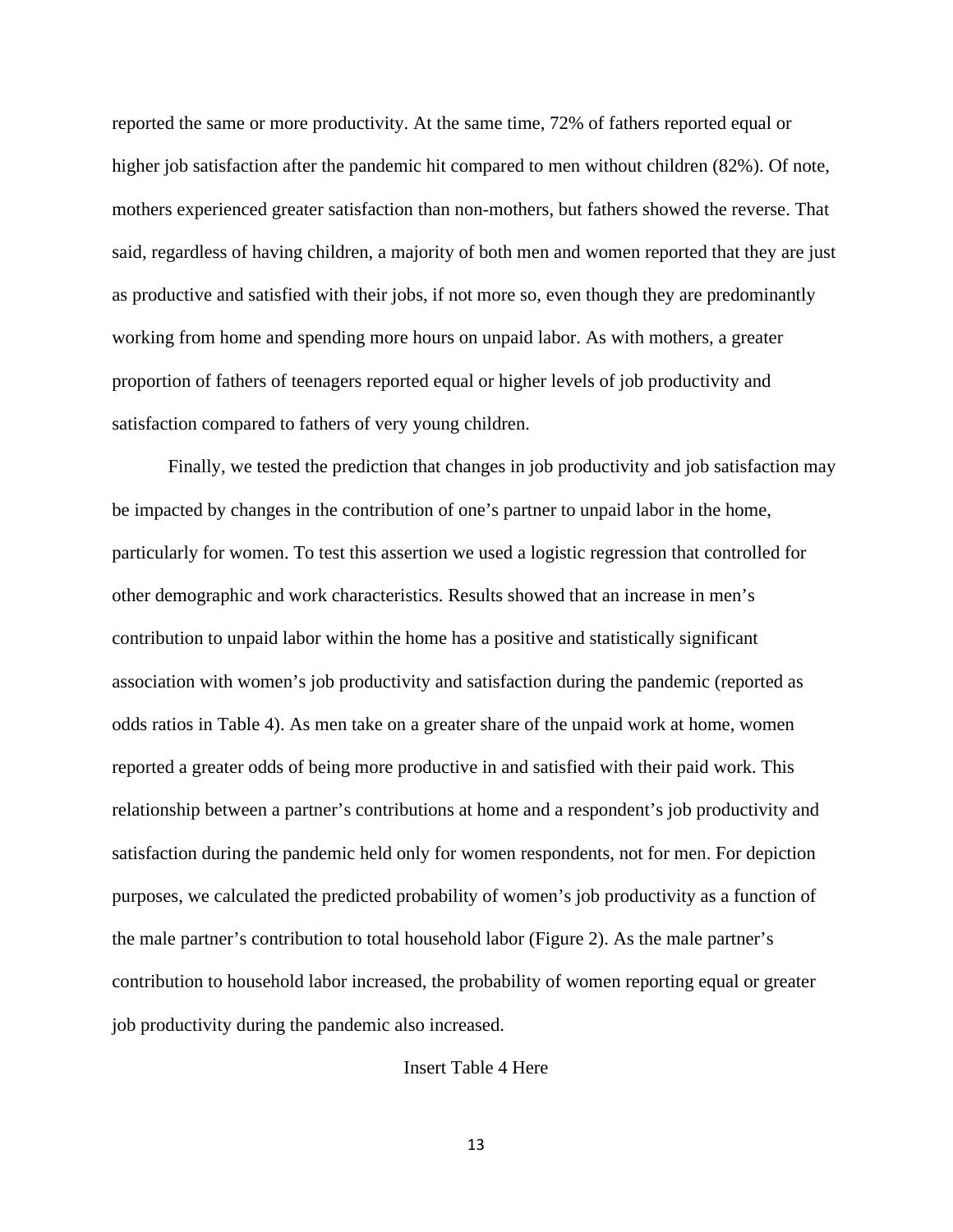reported the same or more productivity. At the same time, 72% of fathers reported equal or higher job satisfaction after the pandemic hit compared to men without children (82%). Of note, mothers experienced greater satisfaction than non-mothers, but fathers showed the reverse. That said, regardless of having children, a majority of both men and women reported that they are just as productive and satisfied with their jobs, if not more so, even though they are predominantly working from home and spending more hours on unpaid labor. As with mothers, a greater proportion of fathers of teenagers reported equal or higher levels of job productivity and satisfaction compared to fathers of very young children.

Finally, we tested the prediction that changes in job productivity and job satisfaction may be impacted by changes in the contribution of one's partner to unpaid labor in the home, particularly for women. To test this assertion we used a logistic regression that controlled for other demographic and work characteristics. Results showed that an increase in men's contribution to unpaid labor within the home has a positive and statistically significant association with women's job productivity and satisfaction during the pandemic (reported as odds ratios in Table 4). As men take on a greater share of the unpaid work at home, women reported a greater odds of being more productive in and satisfied with their paid work. This relationship between a partner's contributions at home and a respondent's job productivity and satisfaction during the pandemic held only for women respondents, not for men. For depiction purposes, we calculated the predicted probability of women's job productivity as a function of the male partner's contribution to total household labor (Figure 2). As the male partner's contribution to household labor increased, the probability of women reporting equal or greater job productivity during the pandemic also increased.

Insert Table 4 Here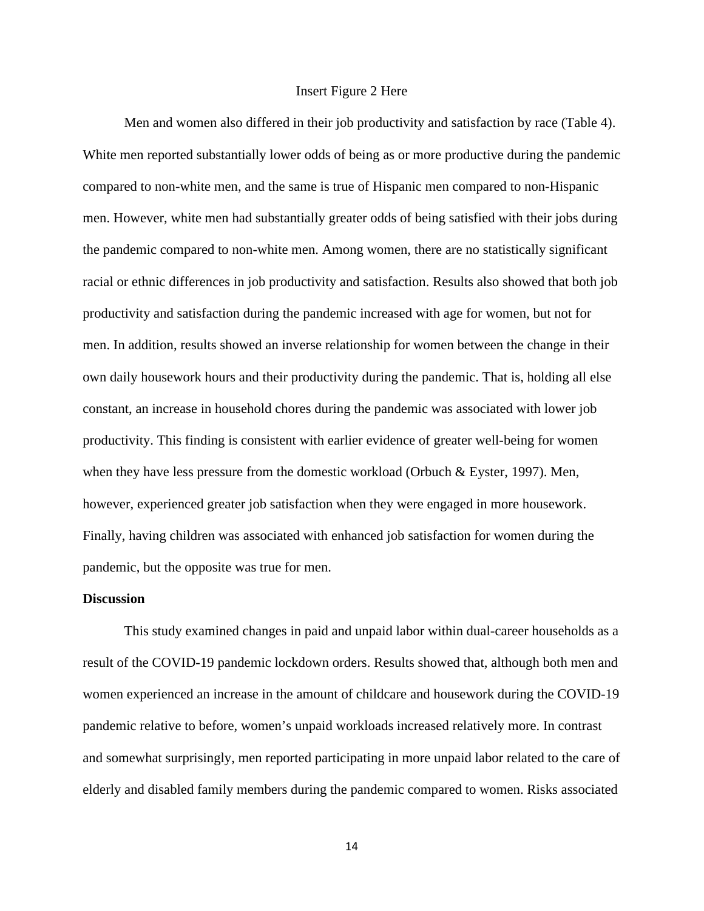Insert Figure 2 Here

Men and women also differed in their job productivity and satisfaction by race (Table 4). White men reported substantially lower odds of being as or more productive during the pandemic compared to non-white men, and the same is true of Hispanic men compared to non-Hispanic men. However, white men had substantially greater odds of being satisfied with their jobs during the pandemic compared to non-white men. Among women, there are no statistically significant racial or ethnic differences in job productivity and satisfaction. Results also showed that both job productivity and satisfaction during the pandemic increased with age for women, but not for men. In addition, results showed an inverse relationship for women between the change in their own daily housework hours and their productivity during the pandemic. That is, holding all else constant, an increase in household chores during the pandemic was associated with lower job productivity. This finding is consistent with earlier evidence of greater well-being for women when they have less pressure from the domestic workload (Orbuch & Eyster, 1997). Men, however, experienced greater job satisfaction when they were engaged in more housework. Finally, having children was associated with enhanced job satisfaction for women during the pandemic, but the opposite was true for men.

## Discussion

This study examined changes in paid and unpaid labor within dual-career households as a result of the COVID-19 pandemic lockdown orders. Results showed that, although both men and women experienced an increase in the amount of childcare and housework during the COVID-19 pandemic relative to before, women's unpaid workloads increased relatively more. In contrast and somewhat surprisingly, men reported participating in more unpaid labor related to the care of elderly and disabled family members during the pandemic compared to women. Risks associated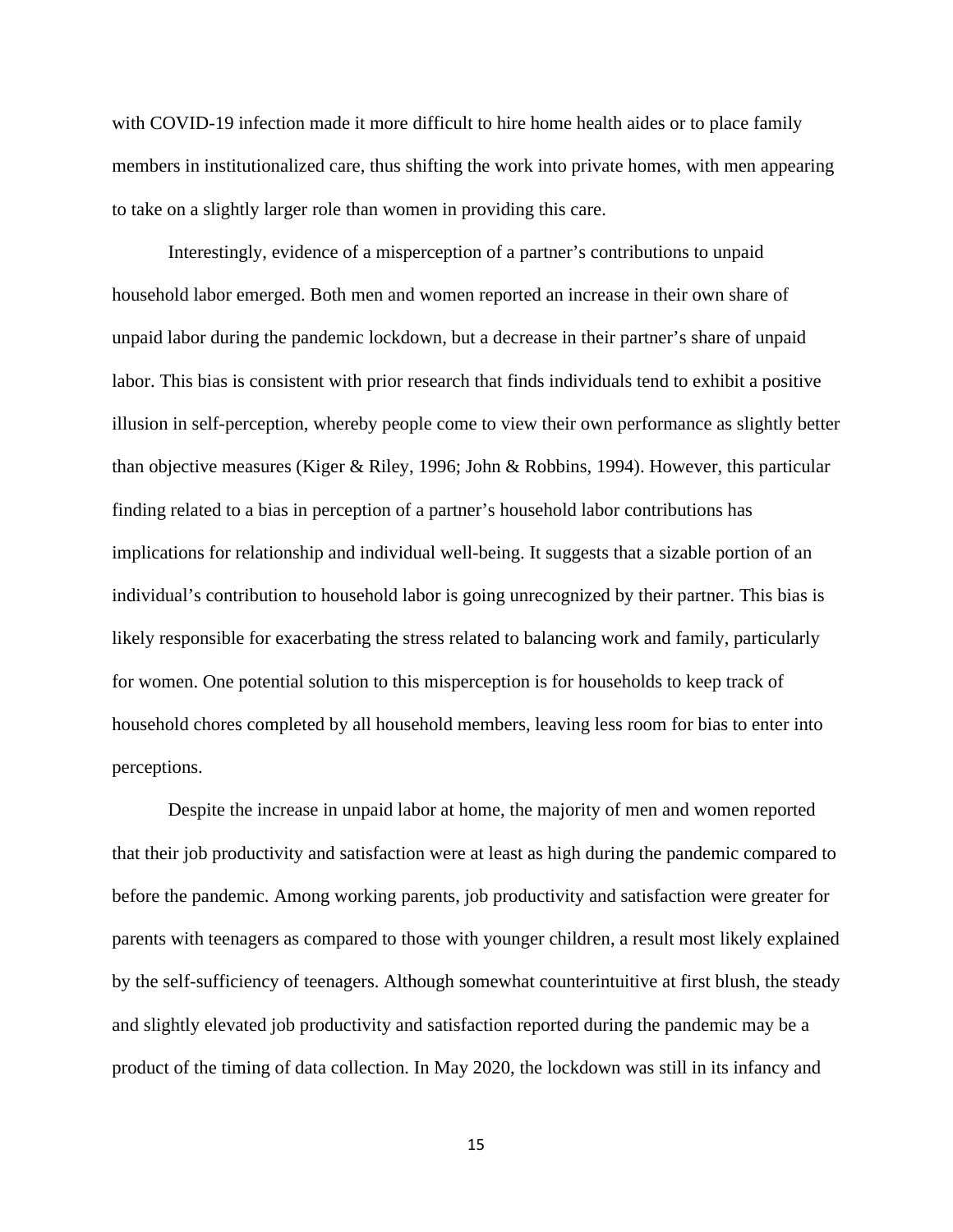with COVID-19 infection made it more difficult to hire home health aides or to place family members in institutionalized care, thus shifting the work into private homes, with men appearing to take on a slightly larger role than women in providing this care.

Interestingly, evidence of a misperception of a partner's contributions to unpaid household labor emerged. Both men and women reported an increase in their own share of unpaid labor during the pandemic lockdown, but a decrease in their partner's share of unpaid labor. This bias is consistent with prior research that finds individuals tend to exhibit a positive illusion in self-perception, whereby people come to view their own performance as slightly better than objective measures (Kiger & Riley, 1996; John & Robbins, 1994). However, this particular finding related to a bias in perception of a partner's household labor contributions has implications for relationship and individual well-being. It suggests that a sizable portion of an individual's contribution to household labor is going unrecognized by their partner. This bias is likely responsible for exacerbating the stress related to balancing work and family, particularly for women. One potential solution to this misperception is for households to keep track of household chores completed by all household members, leaving less room for bias to enter into perceptions.

Despite the increase in unpaid labor at home, the majority of men and women reported that their job productivity and satisfaction were at least as high during the pandemic compared to before the pandemic. Among working parents, job productivity and satisfaction were greater for parents with teenagers as compared to those with younger children, a result most likely explained by the self-sufficiency of teenagers. Although somewhat counterintuitive at first blush, the steady and slightly elevated job productivity and satisfaction reported during the pandemic may be a product of the timing of data collection. In May 2020, the lockdown was still in its infancy and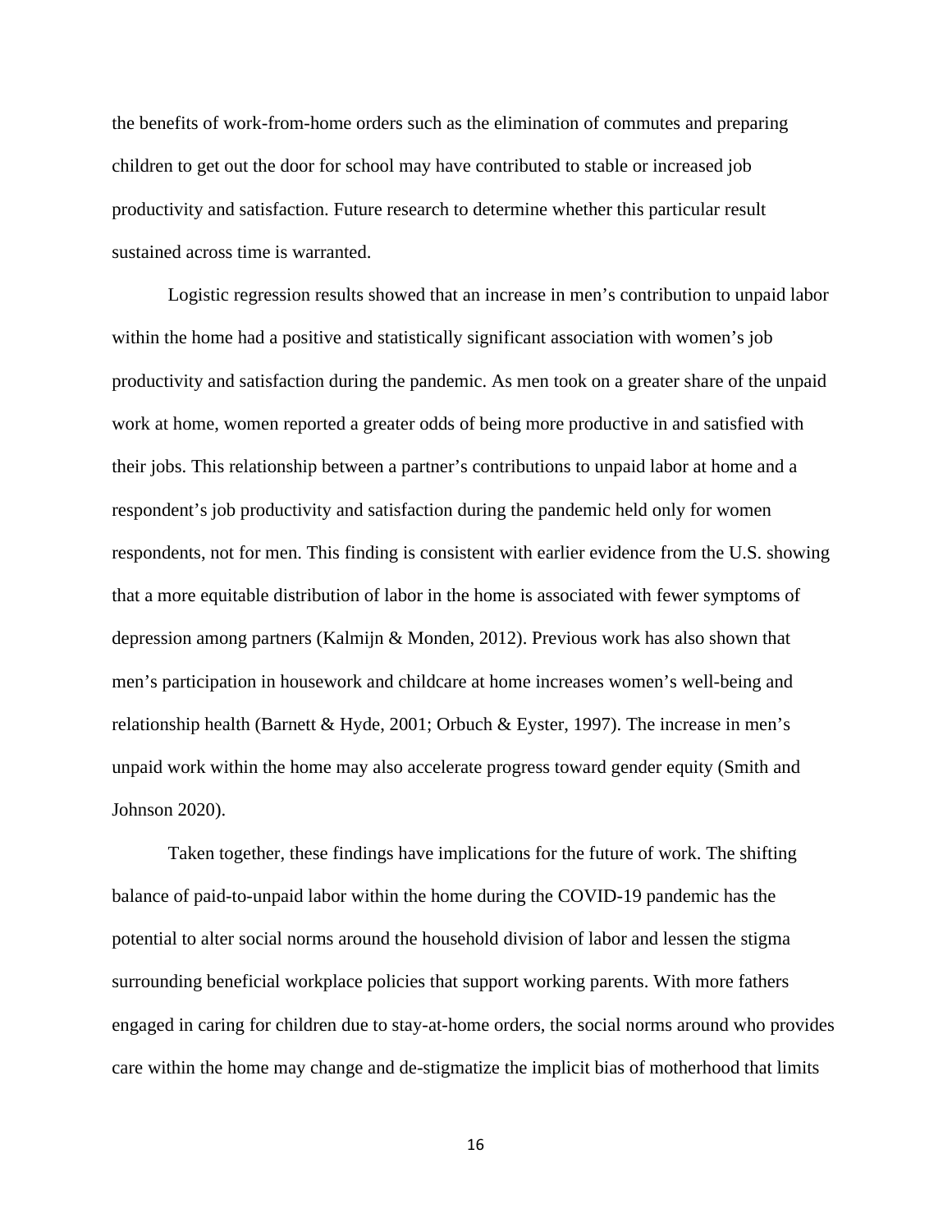the benefits of work-from-home orders such as the elimination of commutes and preparing children to get out the door for school may have contributed to stable or increased job productivity and satisfaction. Future research to determine whether this particular result sustained across time is warranted.

Logistic regression results showed that an increase in men's contribution to unpaid labor within the home had a positive and statistically significant association with women's job productivity and satisfaction during the pandemic. As men took on a greater share of the unpaid work at home, women reported a greater odds of being more productive in and satisfied with their jobs. This relationship between a partner's contributions to unpaid labor at home and a respondent's job productivity and satisfaction during the pandemic held only for women respondents, not for men. This finding is consistent with earlier evidence from the U.S. showing that a more equitable distribution of labor in the home is associated with fewer symptoms of depression among partners (Kalmijn & Monden, 2012). Previous work has also shown that men's participation in housework and childcare at home increases women's well-being and relationship health (Barnett & Hyde, 2001; Orbuch & Eyster, 1997). The increase in men's unpaid work within the home may also accelerate progress toward gender equity (Smith and Johnson 2020).

Taken together, these findings have implications for the future of work. The shifting balance of paid-to-unpaid labor within the home during the COVID-19 pandemic has the potential to alter social norms around the household division of labor and lessen the stigma surrounding beneficial workplace policies that support working parents. With more fathers engaged in caring for children due to stay-at-home orders, the social norms around who provides care within the home may change and de-stigmatize the implicit bias of motherhood that limits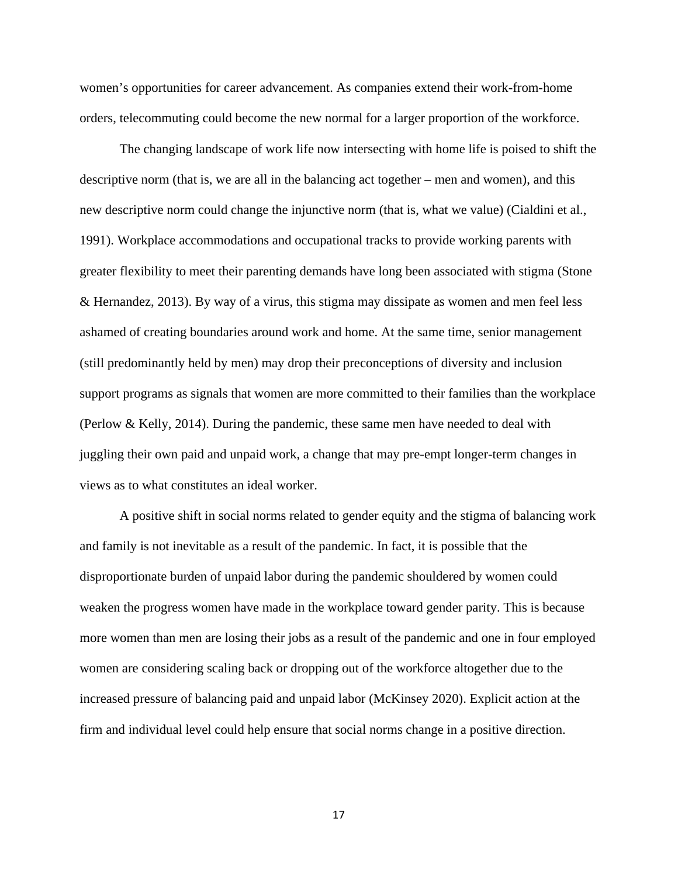women's opportunities for career advancement. As companies extend their work-from-home orders, telecommuting could become the new normal for a larger proportion of the workforce.

The changing landscape of work life now intersecting with home life is poised to shift the descriptive norm (that is, we are all in the balancing act together – men and women), and this new descriptive norm could change the injunctive norm (that is, what we value) (Cialdini et al., 1991). Workplace accommodations and occupational tracks to provide working parents with greater flexibility to meet their parenting demands have long been associated with stigma (Stone & Hernandez, 2013). By way of a virus, this stigma may dissipate as women and men feel less ashamed of creating boundaries around work and home. At the same time, senior management (still predominantly held by men) may drop their preconceptions of diversity and inclusion support programs as signals that women are more committed to their families than the workplace (Perlow & Kelly, 2014). During the pandemic, these same men have needed to deal with juggling their own paid and unpaid work, a change that may pre-empt longer-term changes in views as to what constitutes an ideal worker.

A positive shift in social norms related to gender equity and the stigma of balancing work and family is not inevitable as a result of the pandemic. In fact, it is possible that the disproportionate burden of unpaid labor during the pandemic shouldered by women could weaken the progress women have made in the workplace toward gender parity. This is because more women than men are losing their jobs as a result of the pandemic and one in four employed women are considering scaling back or dropping out of the workforce altogether due to the increased pressure of balancing paid and unpaid labor (McKinsey 2020). Explicit action at the firm and individual level could help ensure that social norms change in a positive direction.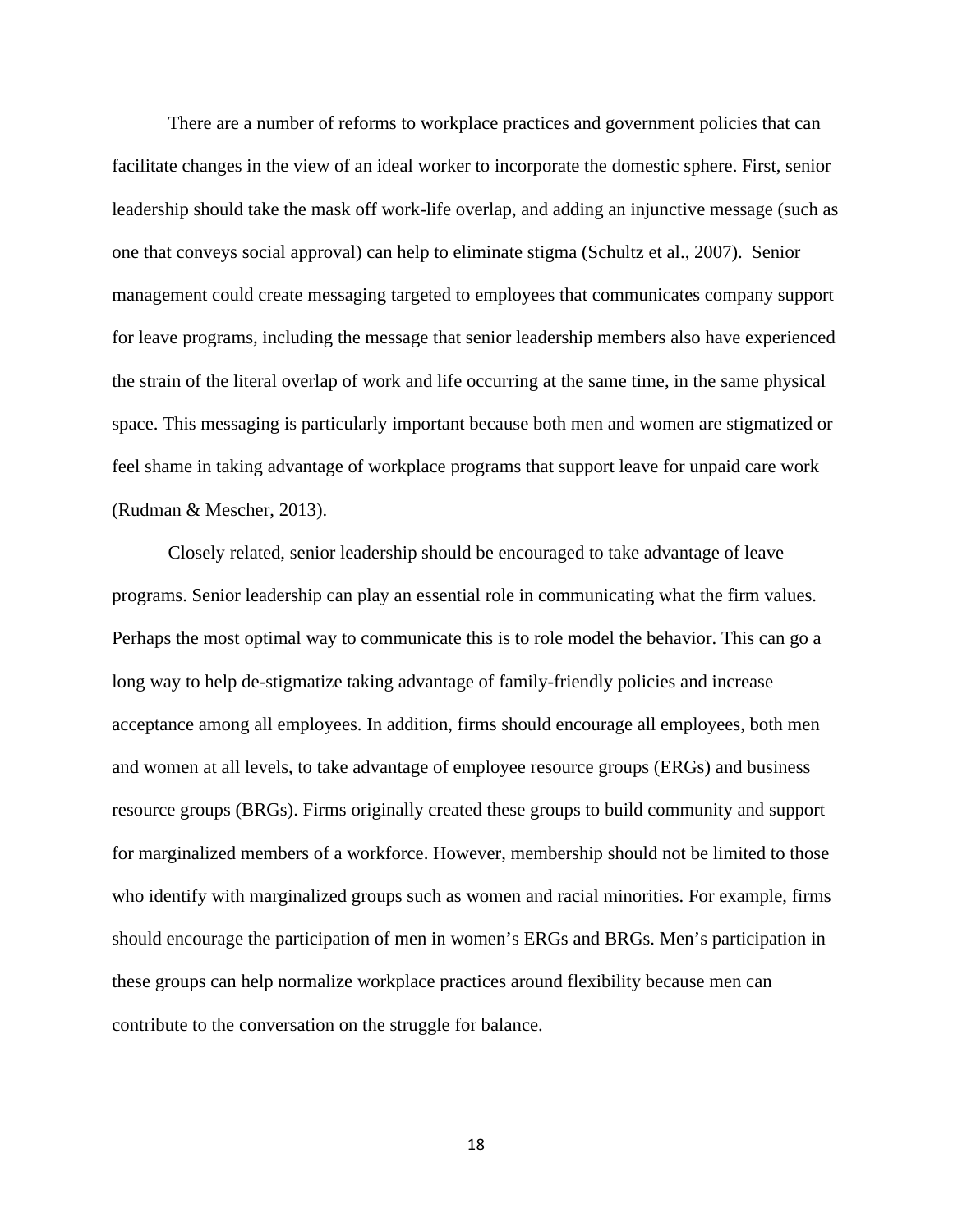There are a number of reforms to workplace practices and government policies that can facilitate changes in the view of an ideal worker to incorporate the domestic sphere. First, senior leadership should take the mask off work-life overlap, and adding an injunctive message (such as one that conveys social approval) can help to eliminate stigma (Schultz et al., 2007). Senior management could create messaging targeted to employees that communicates company support for leave programs, including the message that senior leadership members also have experienced the strain of the literal overlap of work and life occurring at the same time, in the same physical space. This messaging is particularly important because both men and women are stigmatized or feel shame in taking advantage of workplace programs that support leave for unpaid care work (Rudman & Mescher, 2013).

Closely related, senior leadership should be encouraged to take advantage of leave programs. Senior leadership can play an essential role in communicating what the firm values. Perhaps the most optimal way to communicate this is to role model the behavior. This can go a long way to help de-stigmatize taking advantage of family-friendly policies and increase acceptance among all employees. In addition, firms should encourage all employees, both men and women at all levels, to take advantage of employee resource groups (ERGs) and business resource groups (BRGs). Firms originally created these groups to build community and support for marginalized members of a workforce. However, membership should not be limited to those who identify with marginalized groups such as women and racial minorities. For example, firms should encourage the participation of men in women's ERGs and BRGs. Men's participation in these groups can help normalize workplace practices around flexibility because men can contribute to the conversation on the struggle for balance.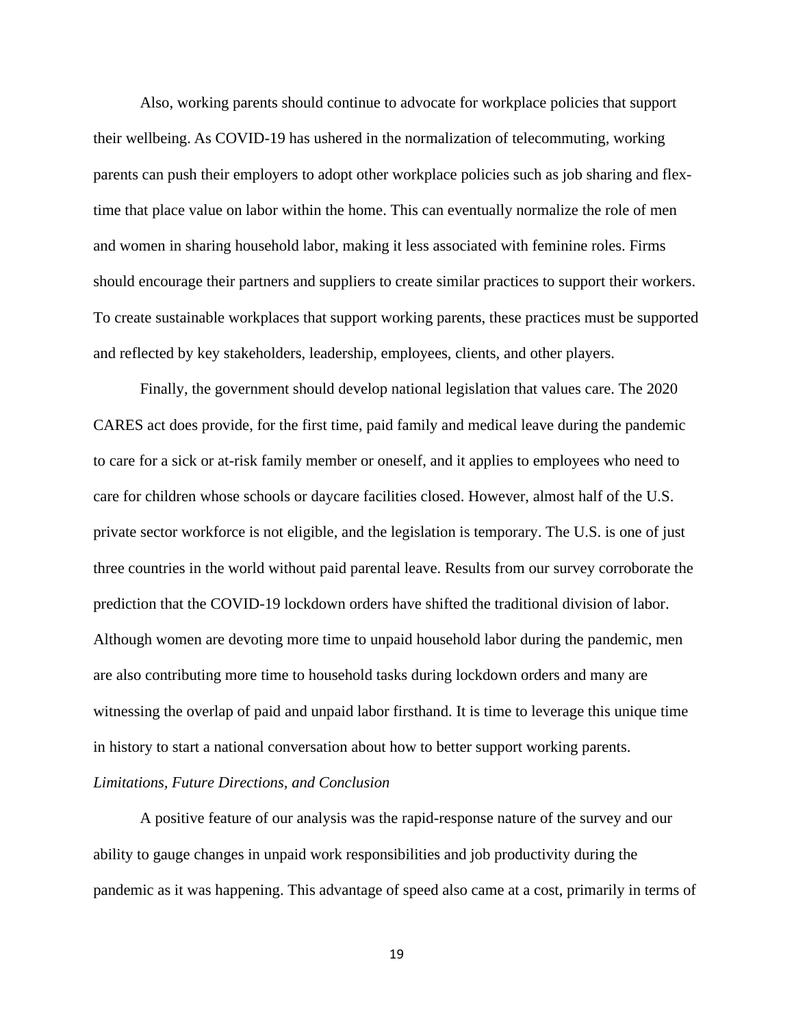Also, working parents should continue to advocate for workplace policies that support their wellbeing. As COVID-19 has ushered in the normalization of telecommuting, working parents can push their employers to adopt other workplace policies such as job sharing and flex-time that place value on labor within the home. This can eventually normalize the role of men and women in sharing household labor, making it less associated with feminine roles. Firms should encourage their partners and suppliers to create similar practices to support their workers. To create sustainable workplaces that support working parents, these practices must be supported and reflected by key stakeholders, leadership, employees, clients, and other players.

Finally, the government should develop national legislation that values care. The 2020 CARES act does provide, for the first time, paid family and medical leave during the pandemic to care for a sick or at-risk family member or oneself, and it applies to employees who need to care for children whose schools or daycare facilities closed. However, almost half of the U.S. private sector workforce is not eligible, and the legislation is temporary. The U.S. is one of just three countries in the world without paid parental leave. Results from our survey corroborate the prediction that the COVID-19 lockdown orders have shifted the traditional division of labor. Although women are devoting more time to unpaid household labor during the pandemic, men are also contributing more time to household tasks during lockdown orders and many are witnessing the overlap of paid and unpaid labor firsthand. It is time to leverage this unique time in history to start a national conversation about how to better support working parents.

*Limitations, Future Directions, and Conclusion*

A positive feature of our analysis was the rapid-response nature of the survey and our ability to gauge changes in unpaid work responsibilities and job productivity during the pandemic as it was happening. This advantage of speed also came at a cost, primarily in terms of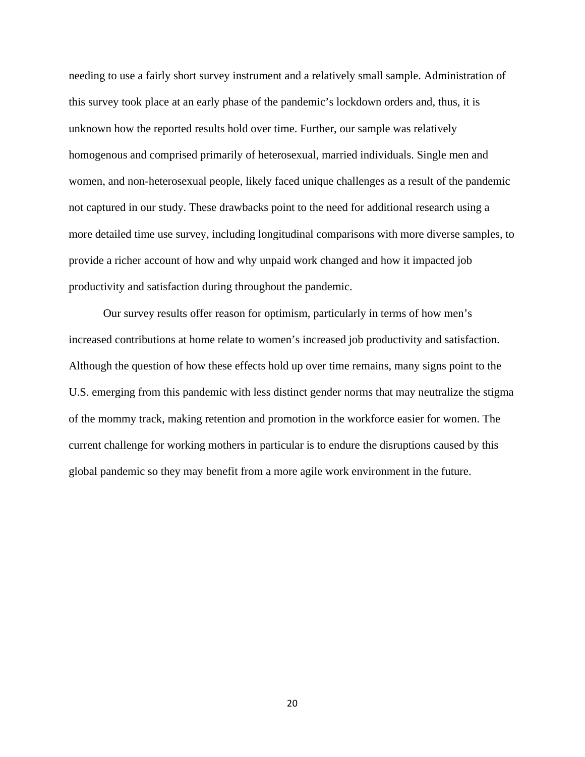needing to use a fairly short survey instrument and a relatively small sample. Administration of this survey took place at an early phase of the pandemic's lockdown orders and, thus, it is unknown how the reported results hold over time. Further, our sample was relatively homogenous and comprised primarily of heterosexual, married individuals. Single men and women, and non-heterosexual people, likely faced unique challenges as a result of the pandemic not captured in our study. These drawbacks point to the need for additional research using a more detailed time use survey, including longitudinal comparisons with more diverse samples, to provide a richer account of how and why unpaid work changed and how it impacted job productivity and satisfaction during throughout the pandemic.

Our survey results offer reason for optimism, particularly in terms of how men's increased contributions at home relate to women's increased job productivity and satisfaction. Although the question of how these effects hold up over time remains, many signs point to the U.S. emerging from this pandemic with less distinct gender norms that may neutralize the stigma of the mommy track, making retention and promotion in the workforce easier for women. The current challenge for working mothers in particular is to endure the disruptions caused by this global pandemic so they may benefit from a more agile work environment in the future.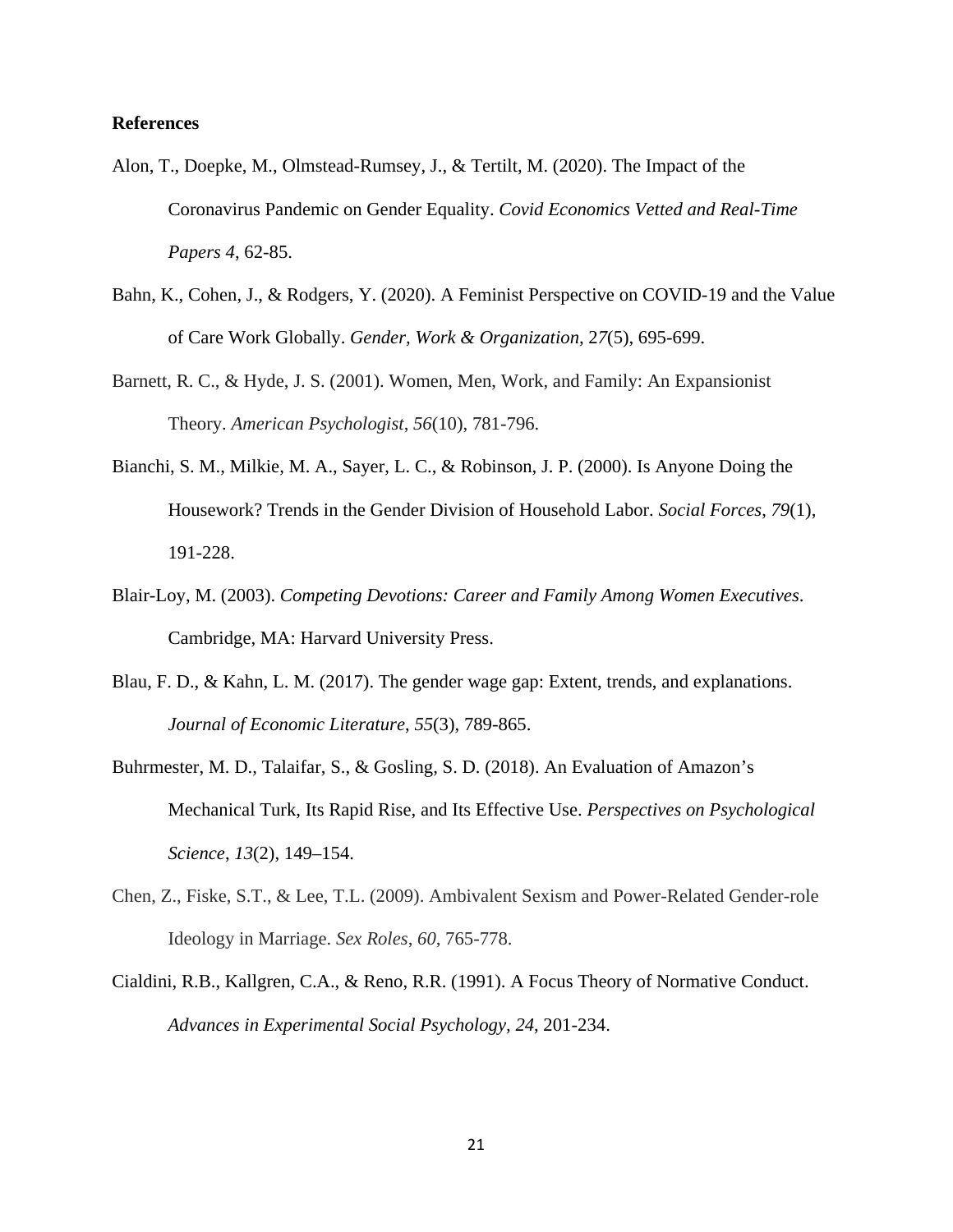**References**

Alon, T., Doepke, M., Olmstead-Rumsey, J., & Tertilt, M. (2020). The Impact of the Coronavirus Pandemic on Gender Equality. *Covid Economics Vetted and Real-Time Papers 4*, 62-85.

Bahn, K., Cohen, J., & Rodgers, Y. (2020). A Feminist Perspective on COVID-19 and the Value of Care Work Globally. *Gender, Work & Organization*, 2*7*(5), 695-699.

Barnett, R. C., & Hyde, J. S. (2001). Women, Men, Work, and Family: An Expansionist Theory. *American Psychologist*, *56*(10), 781-796.

Bianchi, S. M., Milkie, M. A., Sayer, L. C., & Robinson, J. P. (2000). Is Anyone Doing the Housework? Trends in the Gender Division of Household Labor. *Social Forces*, *79*(1), 191-228.

Blair-Loy, M. (2003). *Competing Devotions: Career and Family Among Women Executives*. Cambridge, MA: Harvard University Press.

Blau, F. D., & Kahn, L. M. (2017). The gender wage gap: Extent, trends, and explanations. *Journal of Economic Literature*, *55*(3), 789-865.

Buhrmester, M. D., Talaifar, S., & Gosling, S. D. (2018). An Evaluation of Amazon's Mechanical Turk, Its Rapid Rise, and Its Effective Use. *Perspectives on Psychological Science*, *13*(2), 149–154.

Chen, Z., Fiske, S.T., & Lee, T.L. (2009). Ambivalent Sexism and Power-Related Gender-role Ideology in Marriage. *Sex Roles*, *60*, 765-778.

Cialdini, R.B., Kallgren, C.A., & Reno, R.R. (1991). A Focus Theory of Normative Conduct. *Advances in Experimental Social Psychology, 24*, 201-234.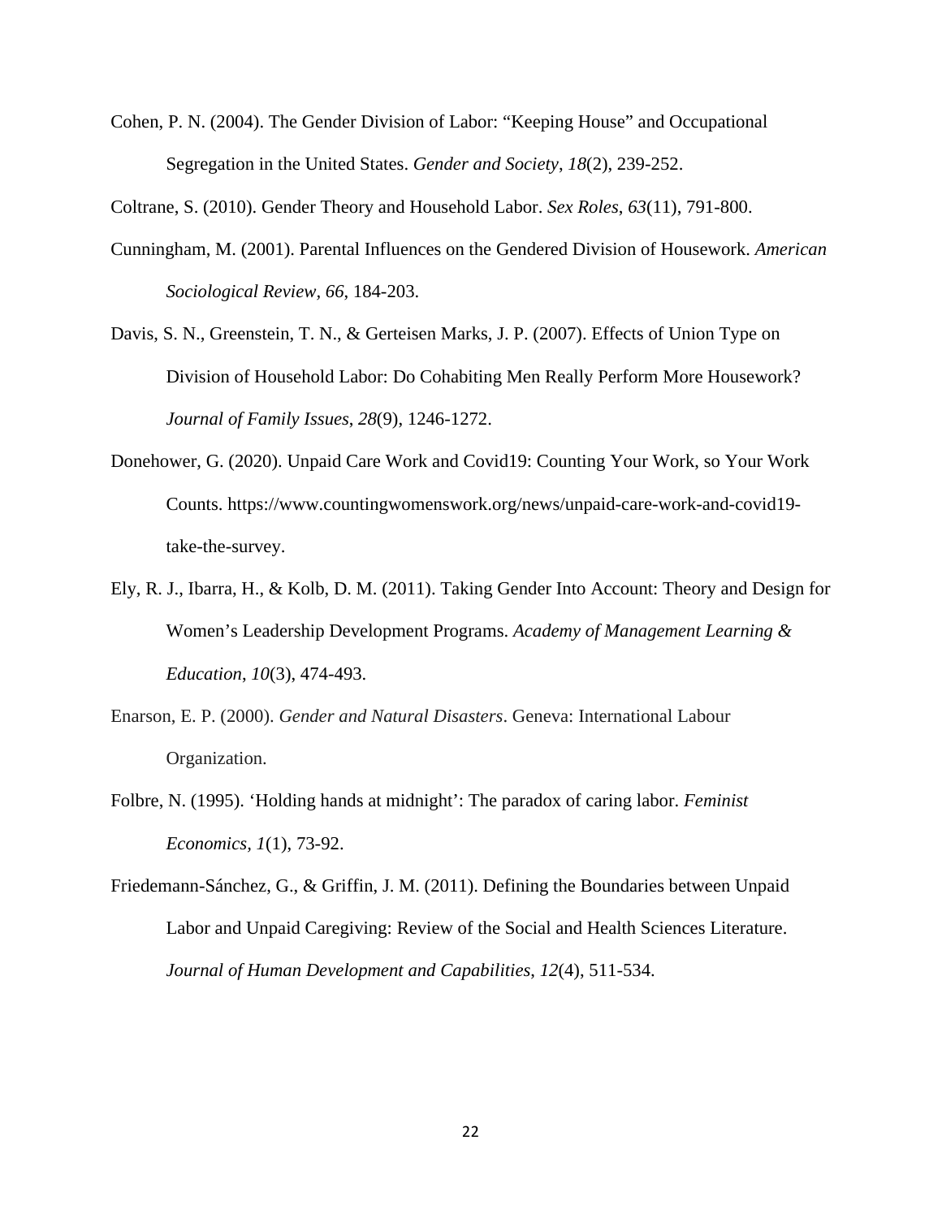Cohen, P. N. (2004). The Gender Division of Labor: "Keeping House" and Occupational Segregation in the United States. *Gender and Society*, *18*(2), 239-252.

Coltrane, S. (2010). Gender Theory and Household Labor. *Sex Roles*, *63*(11), 791-800.

Cunningham, M. (2001). Parental Influences on the Gendered Division of Housework. *American Sociological Review*, *66*, 184-203.

Davis, S. N., Greenstein, T. N., & Gerteisen Marks, J. P. (2007). Effects of Union Type on Division of Household Labor: Do Cohabiting Men Really Perform More Housework? *Journal of Family Issues*, *28*(9), 1246-1272.

Donehower, G. (2020). Unpaid Care Work and Covid19: Counting Your Work, so Your Work Counts. https://www.countingwomenswork.org/news/unpaid-care-work-and-covid19-take-the-survey.

Ely, R. J., Ibarra, H., & Kolb, D. M. (2011). Taking Gender Into Account: Theory and Design for Women's Leadership Development Programs. *Academy of Management Learning & Education*, *10*(3), 474-493.

Enarson, E. P. (2000). *Gender and Natural Disasters*. Geneva: International Labour Organization.

Folbre, N. (1995). 'Holding hands at midnight': The paradox of caring labor. *Feminist Economics*, *1*(1), 73-92.

Friedemann-Sánchez, G., & Griffin, J. M. (2011). Defining the Boundaries between Unpaid Labor and Unpaid Caregiving: Review of the Social and Health Sciences Literature. *Journal of Human Development and Capabilities*, *12*(4), 511-534.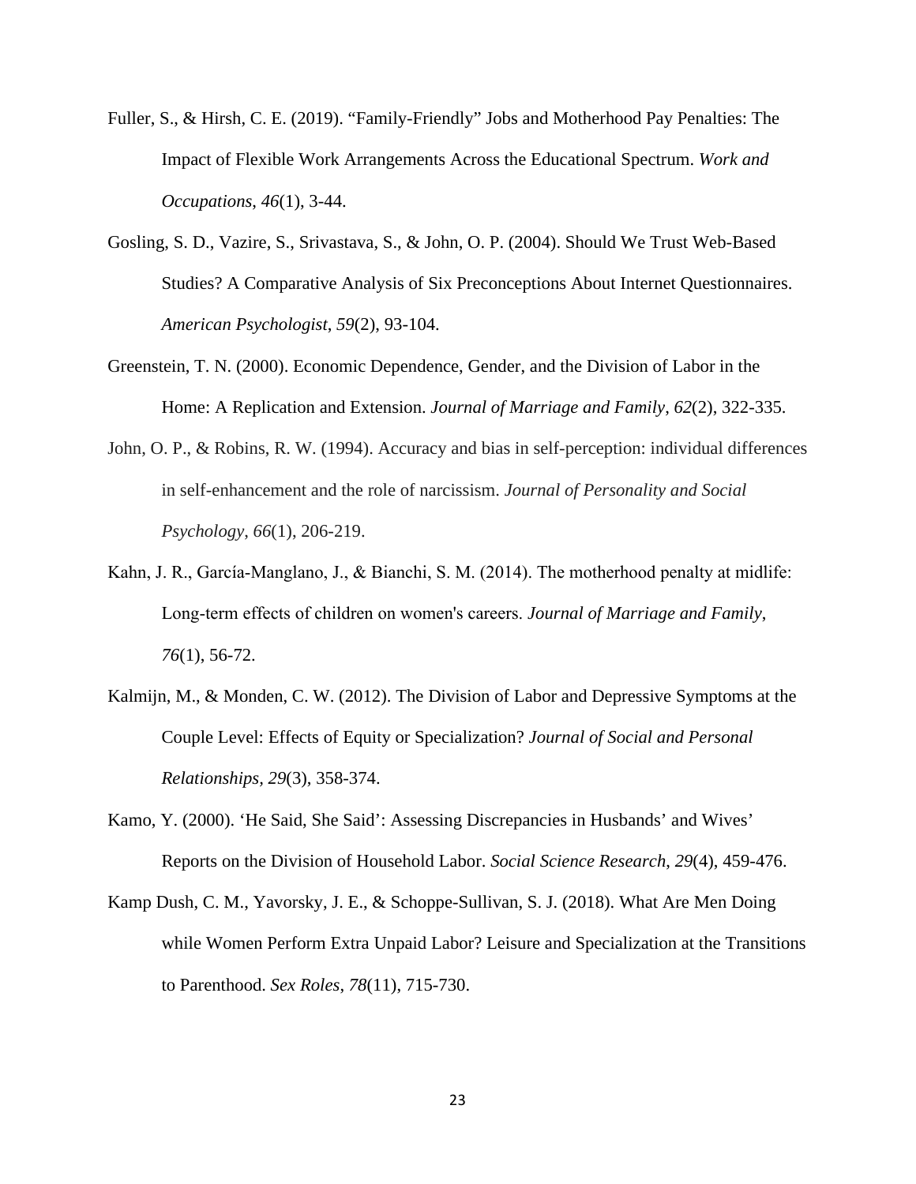Fuller, S., & Hirsh, C. E. (2019). "Family-Friendly" Jobs and Motherhood Pay Penalties: The Impact of Flexible Work Arrangements Across the Educational Spectrum. *Work and Occupations*, *46*(1), 3-44.

Gosling, S. D., Vazire, S., Srivastava, S., & John, O. P. (2004). Should We Trust Web-Based Studies? A Comparative Analysis of Six Preconceptions About Internet Questionnaires. *American Psychologist*, *59*(2), 93-104.

Greenstein, T. N. (2000). Economic Dependence, Gender, and the Division of Labor in the Home: A Replication and Extension. *Journal of Marriage and Family*, *62*(2), 322-335.

John, O. P., & Robins, R. W. (1994). Accuracy and bias in self-perception: individual differences in self-enhancement and the role of narcissism. *Journal of Personality and Social Psychology*, *66*(1), 206-219.

Kahn, J. R., García-Manglano, J., & Bianchi, S. M. (2014). The motherhood penalty at midlife: Long-term effects of children on women's careers. *Journal of Marriage and Family*, *76*(1), 56-72.

Kalmijn, M., & Monden, C. W. (2012). The Division of Labor and Depressive Symptoms at the Couple Level: Effects of Equity or Specialization? *Journal of Social and Personal Relationships*, *29*(3), 358-374.

Kamo, Y. (2000). 'He Said, She Said': Assessing Discrepancies in Husbands' and Wives' Reports on the Division of Household Labor. *Social Science Research*, *29*(4), 459-476.

Kamp Dush, C. M., Yavorsky, J. E., & Schoppe-Sullivan, S. J. (2018). What Are Men Doing while Women Perform Extra Unpaid Labor? Leisure and Specialization at the Transitions to Parenthood. *Sex Roles*, *78*(11), 715-730.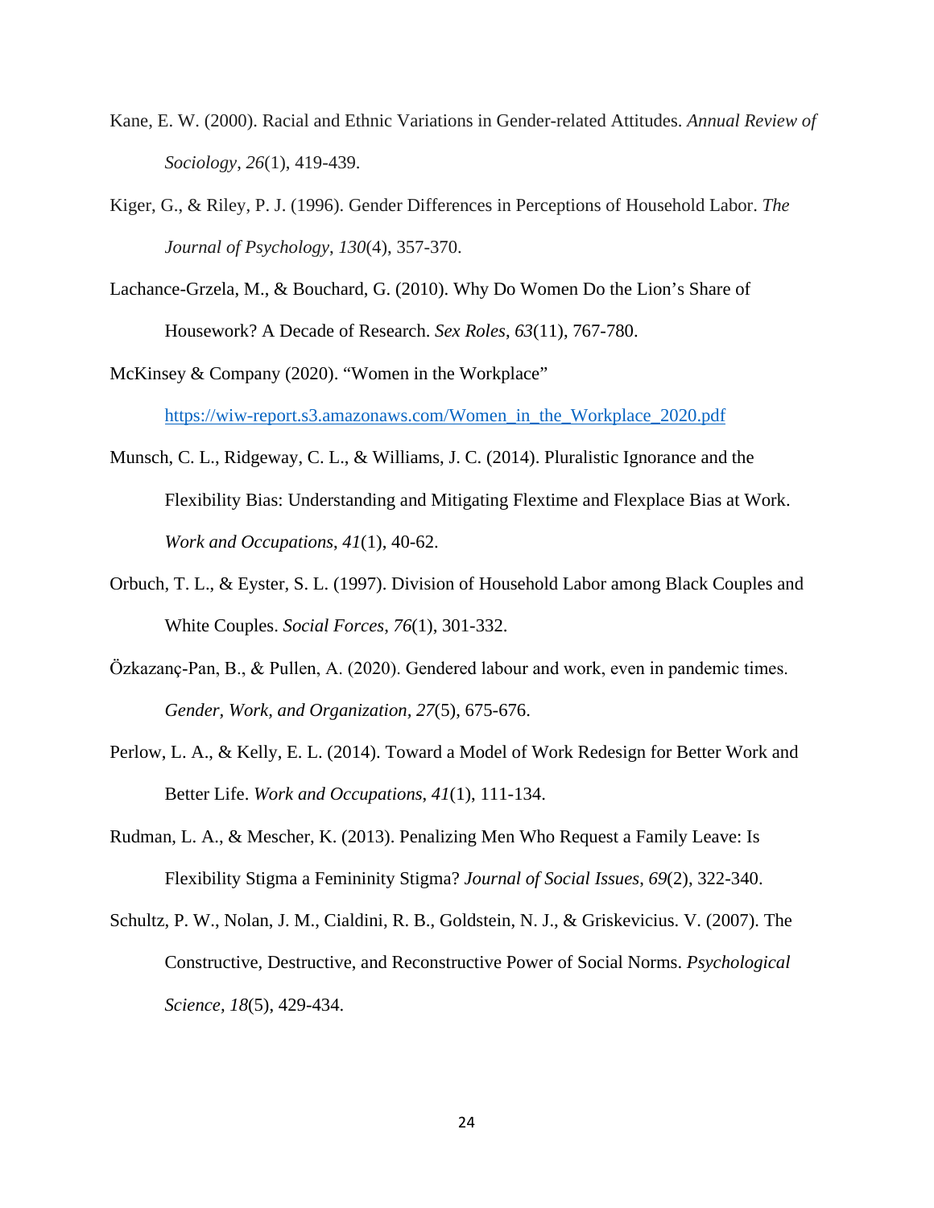Kane, E. W. (2000). Racial and Ethnic Variations in Gender-related Attitudes. *Annual Review of Sociology*, *26*(1), 419-439.

Kiger, G., & Riley, P. J. (1996). Gender Differences in Perceptions of Household Labor. *The Journal of Psychology*, *130*(4), 357-370.

Lachance-Grzela, M., & Bouchard, G. (2010). Why Do Women Do the Lion's Share of Housework? A Decade of Research. *Sex Roles*, *63*(11), 767-780.

McKinsey & Company (2020). "Women in the Workplace" https://wiw-report.s3.amazonaws.com/Women_in_the_Workplace_2020.pdf

Munsch, C. L., Ridgeway, C. L., & Williams, J. C. (2014). Pluralistic Ignorance and the Flexibility Bias: Understanding and Mitigating Flextime and Flexplace Bias at Work. *Work and Occupations*, *41*(1), 40-62.

Orbuch, T. L., & Eyster, S. L. (1997). Division of Household Labor among Black Couples and White Couples. *Social Forces*, *76*(1), 301-332.

Özkazanç-Pan, B., & Pullen, A. (2020). Gendered labour and work, even in pandemic times. *Gender, Work, and Organization, 27*(5), 675-676.

Perlow, L. A., & Kelly, E. L. (2014). Toward a Model of Work Redesign for Better Work and Better Life. *Work and Occupations*, *41*(1), 111-134.

Rudman, L. A., & Mescher, K. (2013). Penalizing Men Who Request a Family Leave: Is Flexibility Stigma a Femininity Stigma? *Journal of Social Issues*, *69*(2), 322-340.

Schultz, P. W., Nolan, J. M., Cialdini, R. B., Goldstein, N. J., & Griskevicius. V. (2007). The Constructive, Destructive, and Reconstructive Power of Social Norms. *Psychological Science, 18*(5), 429-434.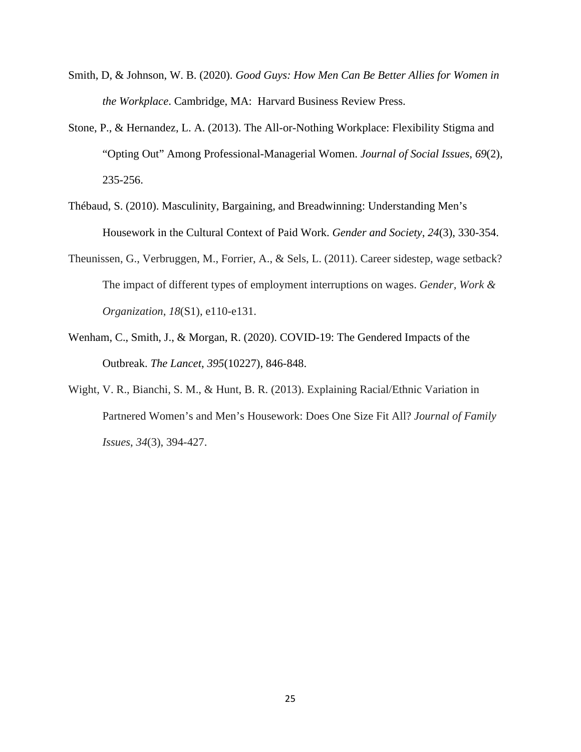Smith, D, & Johnson, W. B. (2020). *Good Guys: How Men Can Be Better Allies for Women in the Workplace*. Cambridge, MA:  Harvard Business Review Press.

Stone, P., & Hernandez, L. A. (2013). The All-or-Nothing Workplace: Flexibility Stigma and "Opting Out" Among Professional-Managerial Women. *Journal of Social Issues*, *69*(2), 235-256.

Thébaud, S. (2010). Masculinity, Bargaining, and Breadwinning: Understanding Men's Housework in the Cultural Context of Paid Work. *Gender and Society*, *24*(3), 330-354.

Theunissen, G., Verbruggen, M., Forrier, A., & Sels, L. (2011). Career sidestep, wage setback? The impact of different types of employment interruptions on wages. *Gender, Work & Organization*, *18*(S1), e110-e131.

Wenham, C., Smith, J., & Morgan, R. (2020). COVID-19: The Gendered Impacts of the Outbreak. *The Lancet*, *395*(10227), 846-848.

Wight, V. R., Bianchi, S. M., & Hunt, B. R. (2013). Explaining Racial/Ethnic Variation in Partnered Women's and Men's Housework: Does One Size Fit All? *Journal of Family Issues*, *34*(3), 394-427.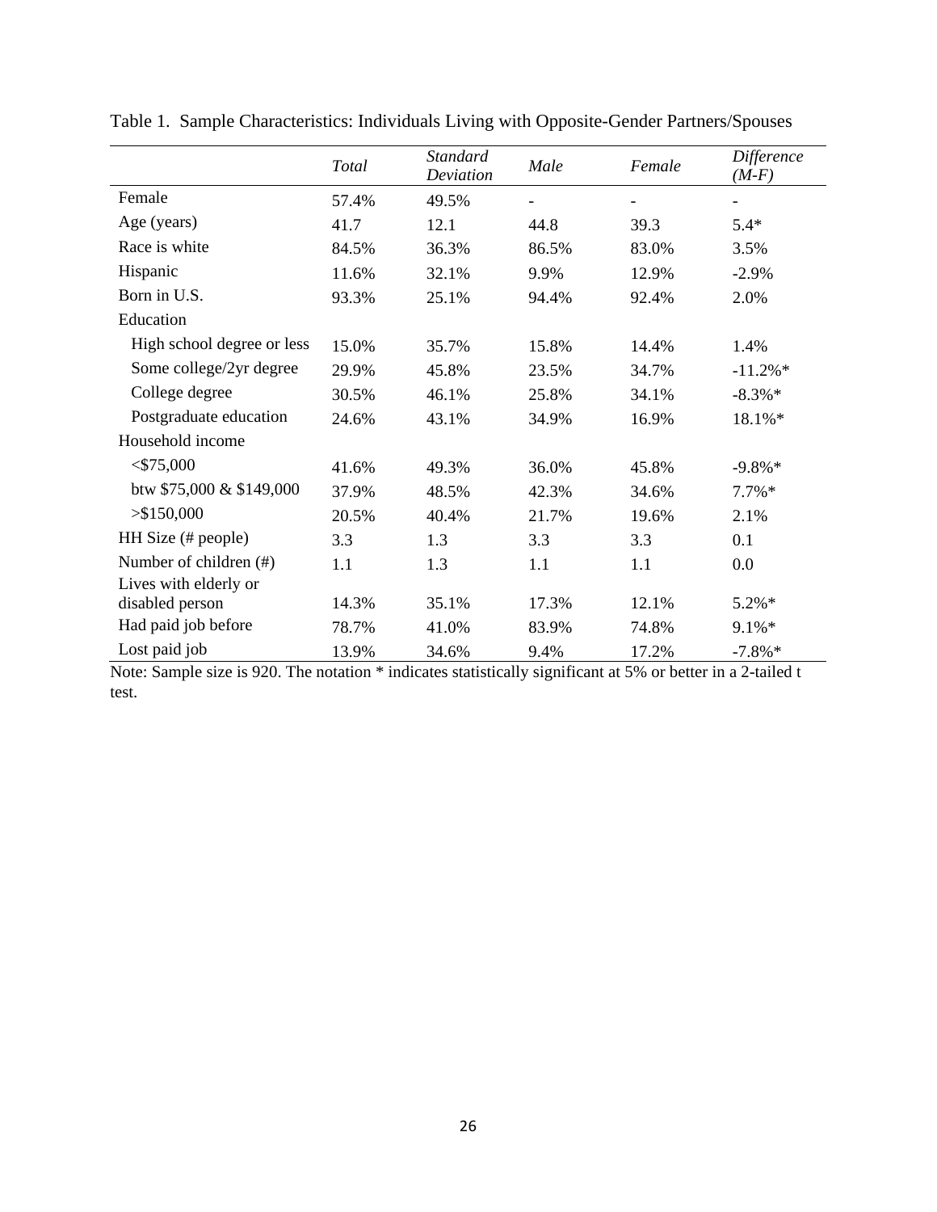Table 1. Sample Characteristics: Individuals Living with Opposite-Gender Partners/Spouses

| | *Total* | *Standard Deviation* | *Male* | *Female* | *Difference (M-F)* |
|---|---|---|---|---|---|
| Female | 57.4% | 49.5% | - | - | - |
| Age (years) | 41.7 | 12.1 | 44.8 | 39.3 | 5.4* |
| Race is white | 84.5% | 36.3% | 86.5% | 83.0% | 3.5% |
| Hispanic | 11.6% | 32.1% | 9.9% | 12.9% | -2.9% |
| Born in U.S. | 93.3% | 25.1% | 94.4% | 92.4% | 2.0% |
| Education | | | | | |
| High school degree or less | 15.0% | 35.7% | 15.8% | 14.4% | 1.4% |
| Some college/2yr degree | 29.9% | 45.8% | 23.5% | 34.7% | -11.2%* |
| College degree | 30.5% | 46.1% | 25.8% | 34.1% | -8.3%* |
| Postgraduate education | 24.6% | 43.1% | 34.9% | 16.9% | 18.1%* |
| Household income | | | | | |
| <$75,000 | 41.6% | 49.3% | 36.0% | 45.8% | -9.8%* |
| btw $75,000 & $149,000 | 37.9% | 48.5% | 42.3% | 34.6% | 7.7%* |
| >$150,000 | 20.5% | 40.4% | 21.7% | 19.6% | 2.1% |
| HH Size (# people) | 3.3 | 1.3 | 3.3 | 3.3 | 0.1 |
| Number of children (#) | 1.1 | 1.3 | 1.1 | 1.1 | 0.0 |
| Lives with elderly or disabled person | 14.3% | 35.1% | 17.3% | 12.1% | 5.2%* |
| Had paid job before | 78.7% | 41.0% | 83.9% | 74.8% | 9.1%* |
| Lost paid job | 13.9% | 34.6% | 9.4% | 17.2% | -7.8%* |

Note: Sample size is 920. The notation * indicates statistically significant at 5% or better in a 2-tailed t test.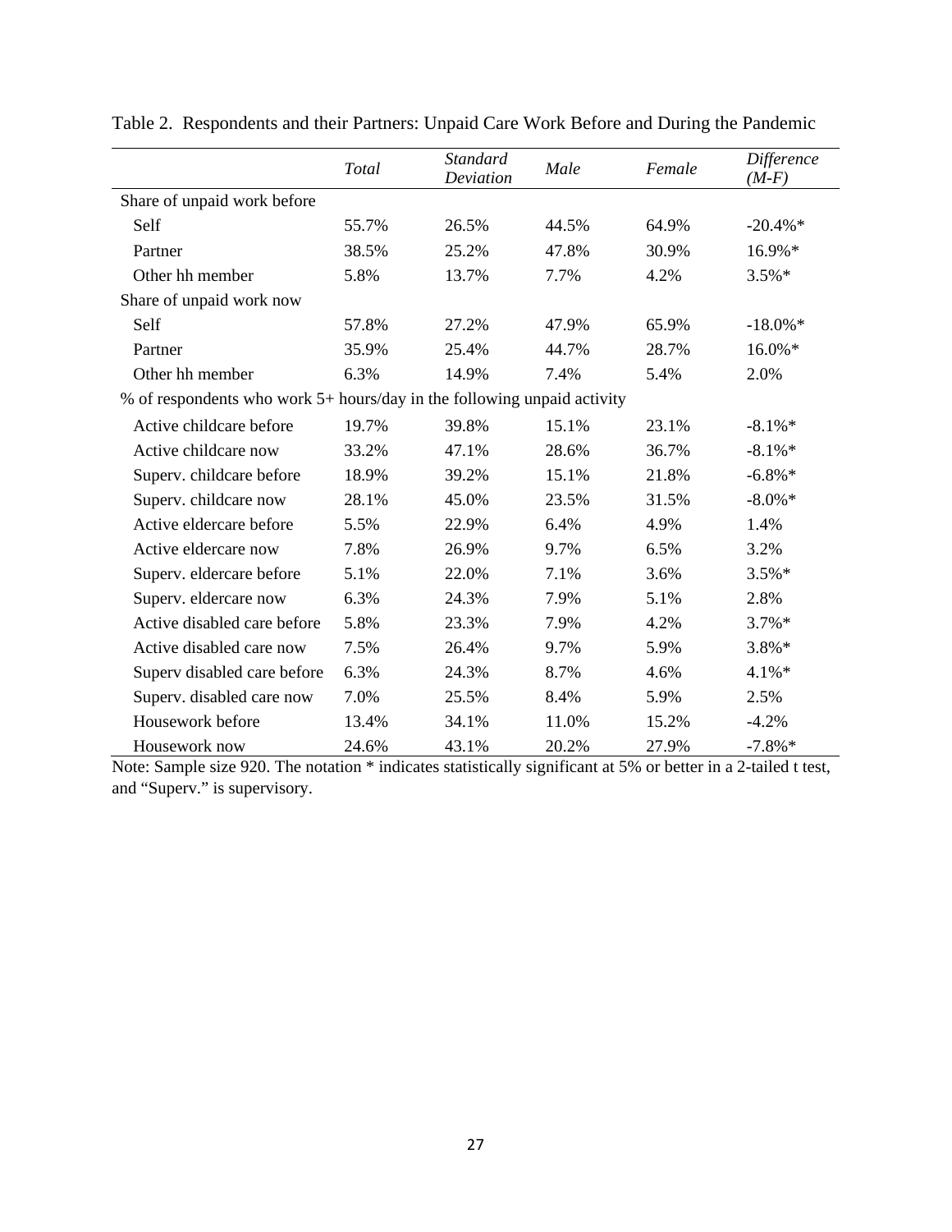Table 2. Respondents and their Partners: Unpaid Care Work Before and During the Pandemic

| | *Total* | *Standard Deviation* | *Male* | *Female* | *Difference (M-F)* |
|---|---|---|---|---|---|
| Share of unpaid work before | | | | | |
| Self | 55.7% | 26.5% | 44.5% | 64.9% | -20.4%* |
| Partner | 38.5% | 25.2% | 47.8% | 30.9% | 16.9%* |
| Other hh member | 5.8% | 13.7% | 7.7% | 4.2% | 3.5%* |
| Share of unpaid work now | | | | | |
| Self | 57.8% | 27.2% | 47.9% | 65.9% | -18.0%* |
| Partner | 35.9% | 25.4% | 44.7% | 28.7% | 16.0%* |
| Other hh member | 6.3% | 14.9% | 7.4% | 5.4% | 2.0% |
| % of respondents who work 5+ hours/day in the following unpaid activity | | | | | |
| Active childcare before | 19.7% | 39.8% | 15.1% | 23.1% | -8.1%* |
| Active childcare now | 33.2% | 47.1% | 28.6% | 36.7% | -8.1%* |
| Superv. childcare before | 18.9% | 39.2% | 15.1% | 21.8% | -6.8%* |
| Superv. childcare now | 28.1% | 45.0% | 23.5% | 31.5% | -8.0%* |
| Active eldercare before | 5.5% | 22.9% | 6.4% | 4.9% | 1.4% |
| Active eldercare now | 7.8% | 26.9% | 9.7% | 6.5% | 3.2% |
| Superv. eldercare before | 5.1% | 22.0% | 7.1% | 3.6% | 3.5%* |
| Superv. eldercare now | 6.3% | 24.3% | 7.9% | 5.1% | 2.8% |
| Active disabled care before | 5.8% | 23.3% | 7.9% | 4.2% | 3.7%* |
| Active disabled care now | 7.5% | 26.4% | 9.7% | 5.9% | 3.8%* |
| Superv disabled care before | 6.3% | 24.3% | 8.7% | 4.6% | 4.1%* |
| Superv. disabled care now | 7.0% | 25.5% | 8.4% | 5.9% | 2.5% |
| Housework before | 13.4% | 34.1% | 11.0% | 15.2% | -4.2% |
| Housework now | 24.6% | 43.1% | 20.2% | 27.9% | -7.8%* |

Note: Sample size 920. The notation * indicates statistically significant at 5% or better in a 2-tailed t test, and "Superv." is supervisory.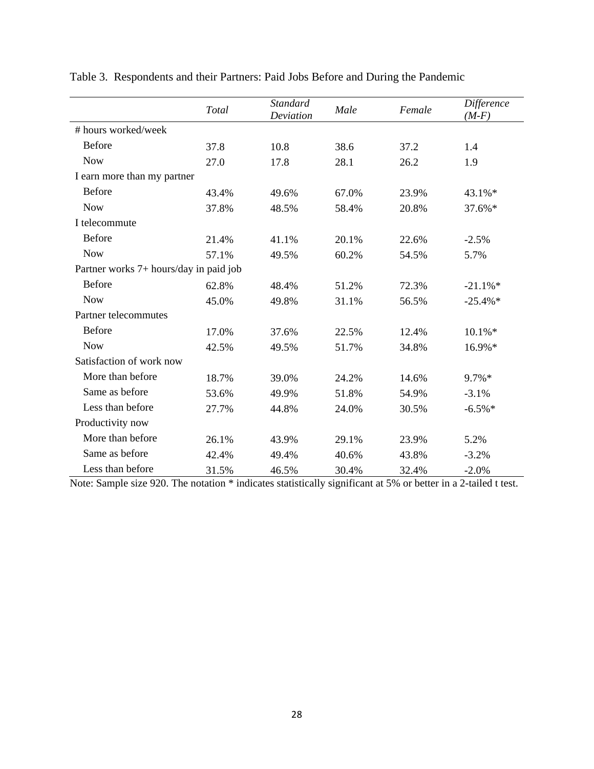Table 3. Respondents and their Partners: Paid Jobs Before and During the Pandemic

| | *Total* | *Standard Deviation* | *Male* | *Female* | *Difference (M-F)* |
|---|---|---|---|---|---|
| # hours worked/week | | | | | |
| Before | 37.8 | 10.8 | 38.6 | 37.2 | 1.4 |
| Now | 27.0 | 17.8 | 28.1 | 26.2 | 1.9 |
| I earn more than my partner | | | | | |
| Before | 43.4% | 49.6% | 67.0% | 23.9% | 43.1%* |
| Now | 37.8% | 48.5% | 58.4% | 20.8% | 37.6%* |
| I telecommute | | | | | |
| Before | 21.4% | 41.1% | 20.1% | 22.6% | -2.5% |
| Now | 57.1% | 49.5% | 60.2% | 54.5% | 5.7% |
| Partner works 7+ hours/day in paid job | | | | | |
| Before | 62.8% | 48.4% | 51.2% | 72.3% | -21.1%* |
| Now | 45.0% | 49.8% | 31.1% | 56.5% | -25.4%* |
| Partner telecommutes | | | | | |
| Before | 17.0% | 37.6% | 22.5% | 12.4% | 10.1%* |
| Now | 42.5% | 49.5% | 51.7% | 34.8% | 16.9%* |
| Satisfaction of work now | | | | | |
| More than before | 18.7% | 39.0% | 24.2% | 14.6% | 9.7%* |
| Same as before | 53.6% | 49.9% | 51.8% | 54.9% | -3.1% |
| Less than before | 27.7% | 44.8% | 24.0% | 30.5% | -6.5%* |
| Productivity now | | | | | |
| More than before | 26.1% | 43.9% | 29.1% | 23.9% | 5.2% |
| Same as before | 42.4% | 49.4% | 40.6% | 43.8% | -3.2% |
| Less than before | 31.5% | 46.5% | 30.4% | 32.4% | -2.0% |

Note: Sample size 920. The notation * indicates statistically significant at 5% or better in a 2-tailed t test.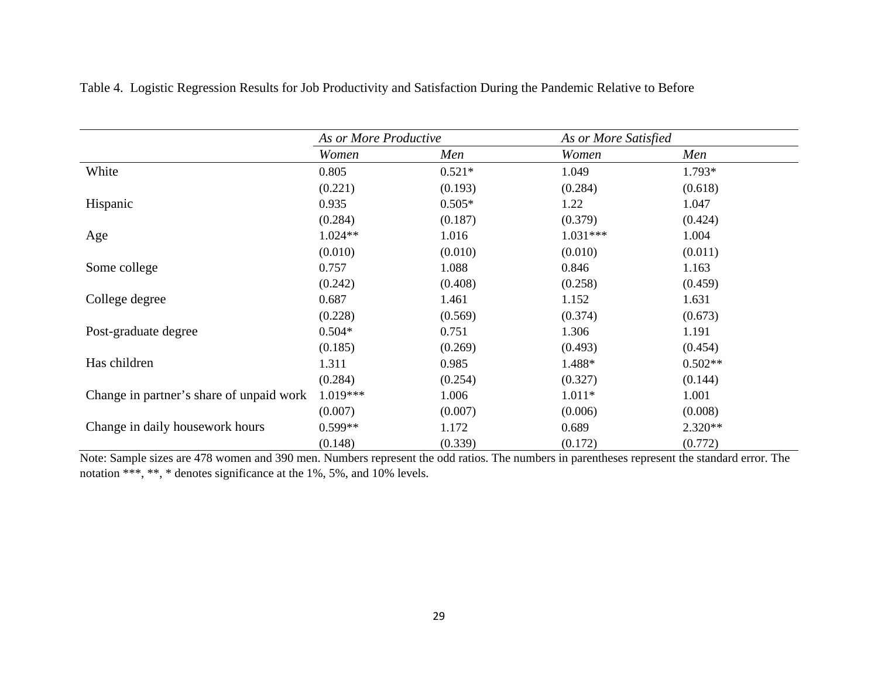Table 4. Logistic Regression Results for Job Productivity and Satisfaction During the Pandemic Relative to Before

| | *As or More Productive* | | *As or More Satisfied* | |
|---|---|---|---|---|
| | *Women* | *Men* | *Women* | *Men* |
| White | 0.805 | 0.521* | 1.049 | 1.793* |
| | (0.221) | (0.193) | (0.284) | (0.618) |
| Hispanic | 0.935 | 0.505* | 1.22 | 1.047 |
| | (0.284) | (0.187) | (0.379) | (0.424) |
| Age | 1.024** | 1.016 | 1.031*** | 1.004 |
| | (0.010) | (0.010) | (0.010) | (0.011) |
| Some college | 0.757 | 1.088 | 0.846 | 1.163 |
| | (0.242) | (0.408) | (0.258) | (0.459) |
| College degree | 0.687 | 1.461 | 1.152 | 1.631 |
| | (0.228) | (0.569) | (0.374) | (0.673) |
| Post-graduate degree | 0.504* | 0.751 | 1.306 | 1.191 |
| | (0.185) | (0.269) | (0.493) | (0.454) |
| Has children | 1.311 | 0.985 | 1.488* | 0.502** |
| | (0.284) | (0.254) | (0.327) | (0.144) |
| Change in partner's share of unpaid work | 1.019*** | 1.006 | 1.011* | 1.001 |
| | (0.007) | (0.007) | (0.006) | (0.008) |
| Change in daily housework hours | 0.599** | 1.172 | 0.689 | 2.320** |
| | (0.148) | (0.339) | (0.172) | (0.772) |

Note: Sample sizes are 478 women and 390 men. Numbers represent the odd ratios. The numbers in parentheses represent the standard error. The notation ***, **, * denotes significance at the 1%, 5%, and 10% levels.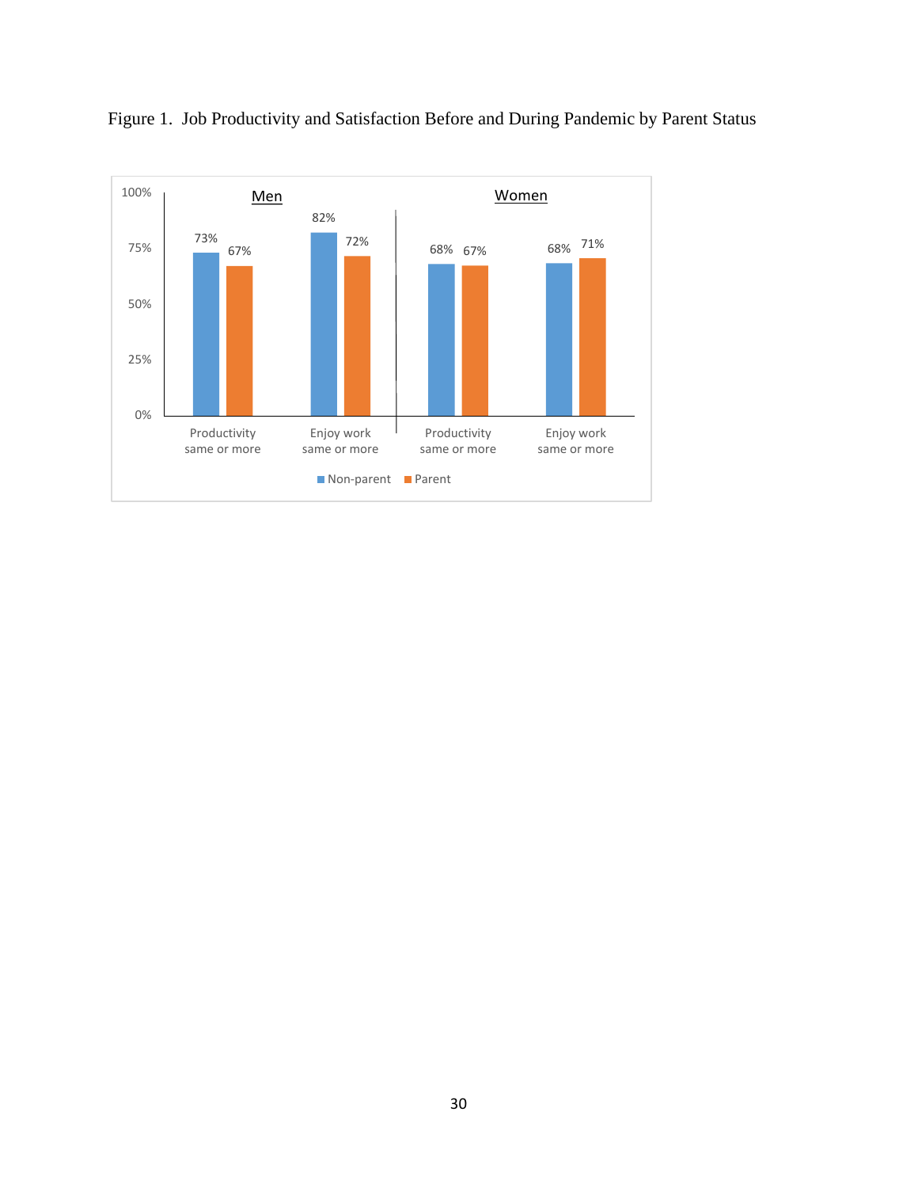Figure 1. Job Productivity and Satisfaction Before and During Pandemic by Parent Status

| | Men | | Women | |
|---|---|---|---|---|
| | Productivity same or more | Enjoy work same or more | Productivity same or more | Enjoy work same or more |
| Non-parent | 73% | 82% | 68% | 68% |
| Parent | 67% | 72% | 67% | 71% |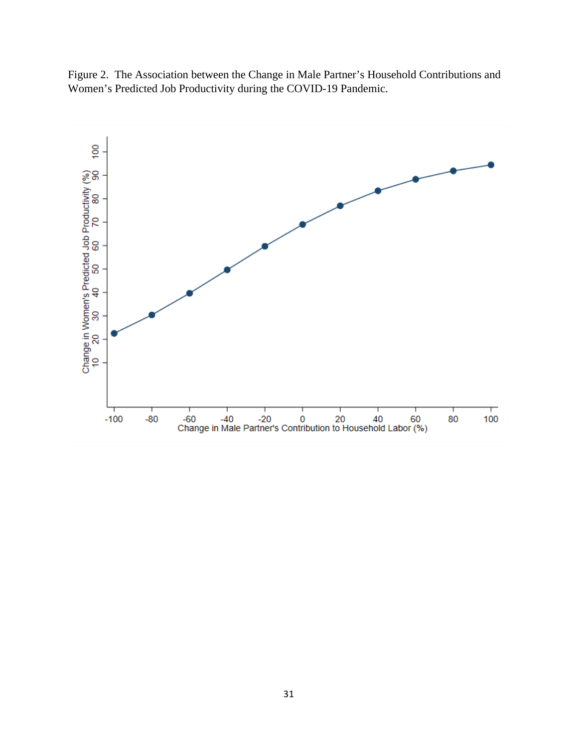Figure 2. The Association between the Change in Male Partner's Household Contributions and Women's Predicted Job Productivity during the COVID-19 Pandemic.

Change in Women's Predicted Job Productivity (%)

10
20
30
40
50
60
70
80
90
100

-100
-80
-60
-40
-20
0
20
40
60
80
100

Change in Male Partner's Contribution to Household Labor (%)